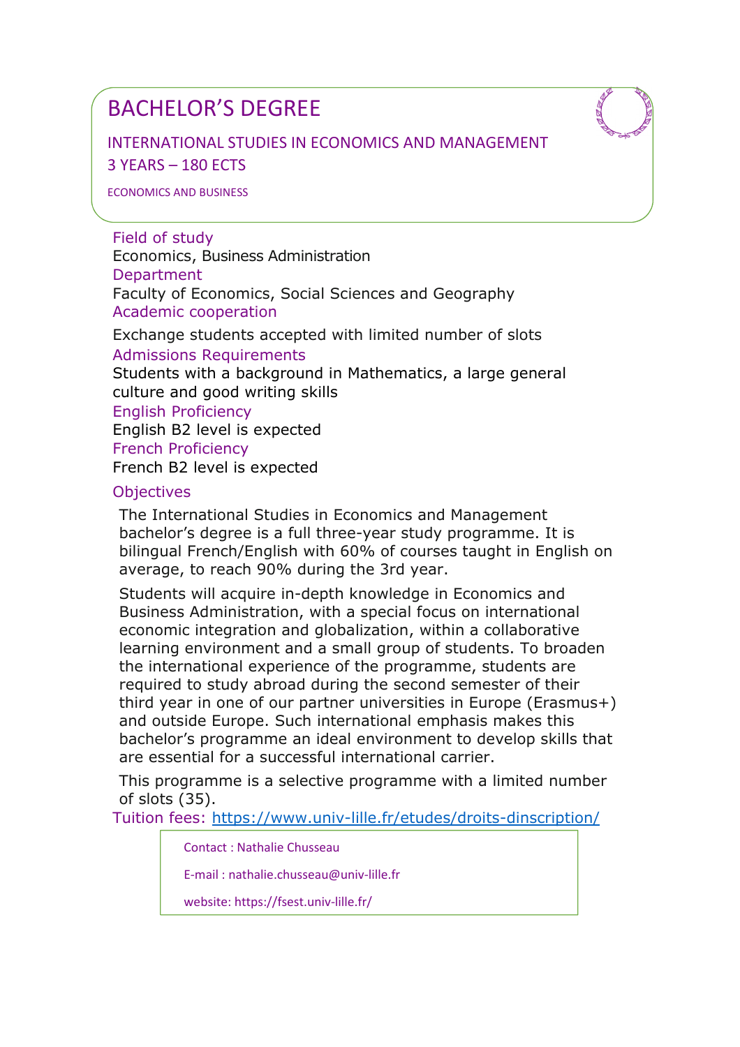# BACHELOR'S DEGREE

## INTERNATIONAL STUDIES IN ECONOMICS AND MANAGEMENT
3 YEARS – 180 ECTS

ECONOMICS AND BUSINESS

### Field of study
Economics, Business Administration

### Department
Faculty of Economics, Social Sciences and Geography

### Academic cooperation
Exchange students accepted with limited number of slots

### Admissions Requirements
Students with a background in Mathematics, a large general culture and good writing skills

### English Proficiency
English B2 level is expected

### French Proficiency
French B2 level is expected

### Objectives
The International Studies in Economics and Management bachelor's degree is a full three-year study programme. It is bilingual French/English with 60% of courses taught in English on average, to reach 90% during the 3rd year.

Students will acquire in-depth knowledge in Economics and Business Administration, with a special focus on international economic integration and globalization, within a collaborative learning environment and a small group of students. To broaden the international experience of the programme, students are required to study abroad during the second semester of their third year in one of our partner universities in Europe (Erasmus+) and outside Europe. Such international emphasis makes this bachelor's programme an ideal environment to develop skills that are essential for a successful international carrier.

This programme is a selective programme with a limited number of slots (35).

Tuition fees: [https://www.univ-lille.fr/etudes/droits-dinscription/](https://www.univ-lille.fr/etudes/droits-dinscription/)

Contact : Nathalie Chusseau

E-mail : nathalie.chusseau@univ-lille.fr

website: https://fsest.univ-lille.fr/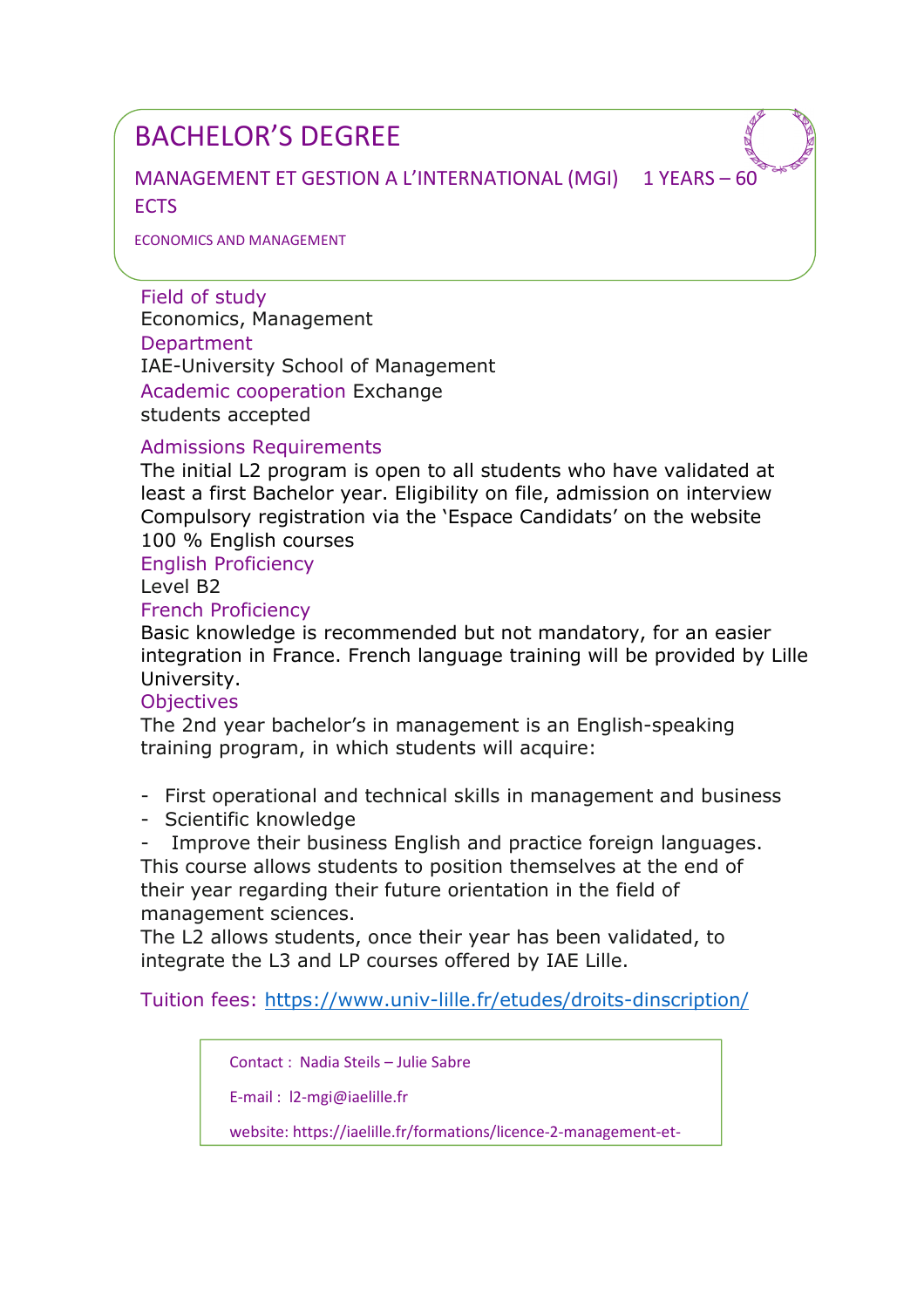# BACHELOR'S DEGREE

## MANAGEMENT ET GESTION A L'INTERNATIONAL (MGI) 1 YEARS – 60 ECTS

ECONOMICS AND MANAGEMENT

**Field of study**
Economics, Management

**Department**
IAE-University School of Management

**Academic cooperation** Exchange students accepted

**Admissions Requirements**
The initial L2 program is open to all students who have validated at least a first Bachelor year. Eligibility on file, admission on interview Compulsory registration via the 'Espace Candidats' on the website
100 % English courses

**English Proficiency**
Level B2

**French Proficiency**
Basic knowledge is recommended but not mandatory, for an easier integration in France. French language training will be provided by Lille University.

**Objectives**
The 2nd year bachelor's in management is an English-speaking training program, in which students will acquire:

- First operational and technical skills in management and business
- Scientific knowledge
- Improve their business English and practice foreign languages.

This course allows students to position themselves at the end of their year regarding their future orientation in the field of management sciences.
The L2 allows students, once their year has been validated, to integrate the L3 and LP courses offered by IAE Lille.

**Tuition fees:** https://www.univ-lille.fr/etudes/droits-dinscription/

Contact : Nadia Steils – Julie Sabre

E-mail : l2-mgi@iaelille.fr

website: https://iaelille.fr/formations/licence-2-management-et-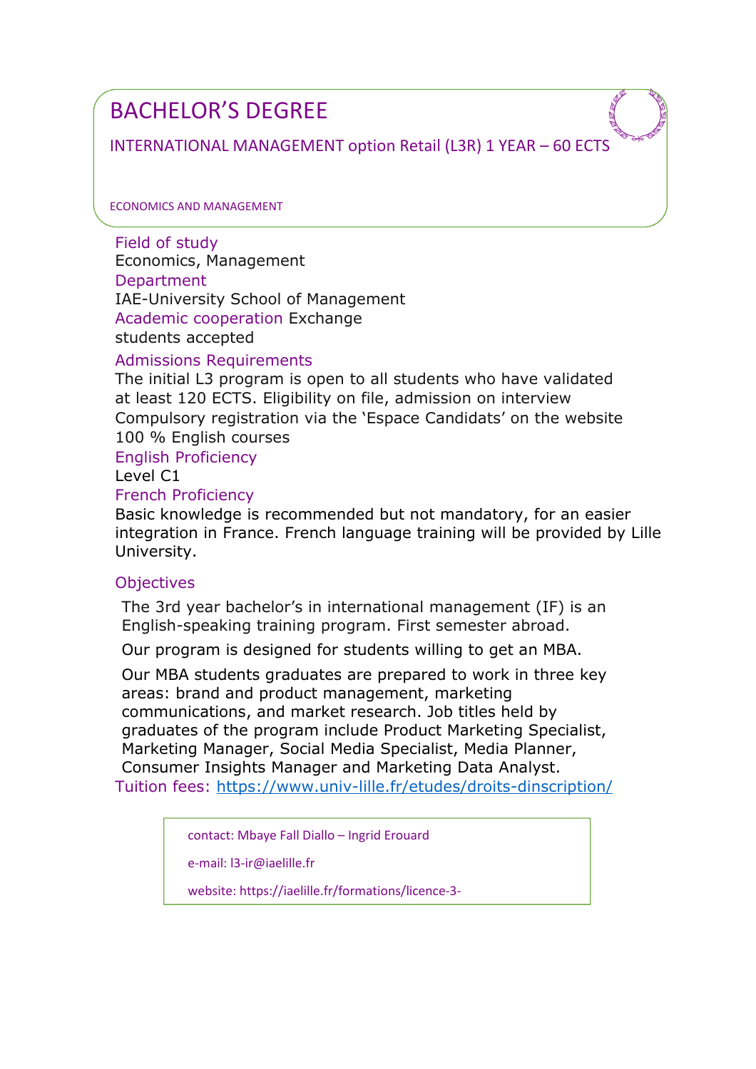# BACHELOR'S DEGREE

INTERNATIONAL MANAGEMENT option Retail (L3R) 1 YEAR – 60 ECTS

ECONOMICS AND MANAGEMENT

**Field of study**
Economics, Management

**Department**
IAE-University School of Management

**Academic cooperation** Exchange students accepted

**Admissions Requirements**
The initial L3 program is open to all students who have validated at least 120 ECTS. Eligibility on file, admission on interview
Compulsory registration via the 'Espace Candidats' on the website
100 % English courses

**English Proficiency**
Level C1

**French Proficiency**
Basic knowledge is recommended but not mandatory, for an easier integration in France. French language training will be provided by Lille University.

**Objectives**

The 3rd year bachelor's in international management (IF) is an English-speaking training program. First semester abroad.

Our program is designed for students willing to get an MBA.

Our MBA students graduates are prepared to work in three key areas: brand and product management, marketing communications, and market research. Job titles held by graduates of the program include Product Marketing Specialist, Marketing Manager, Social Media Specialist, Media Planner, Consumer Insights Manager and Marketing Data Analyst.

**Tuition fees:** https://www.univ-lille.fr/etudes/droits-dinscription/

contact: Mbaye Fall Diallo – Ingrid Erouard

e-mail: l3-ir@iaelille.fr

website: https://iaelille.fr/formations/licence-3-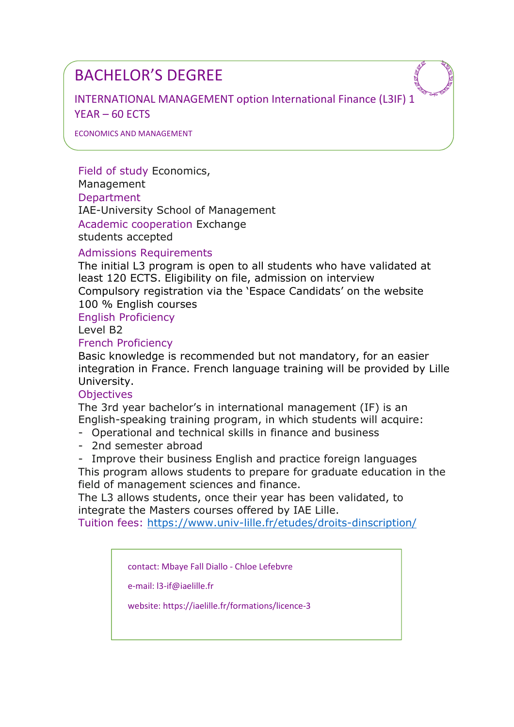# BACHELOR'S DEGREE

INTERNATIONAL MANAGEMENT option International Finance (L3IF) 1 YEAR – 60 ECTS

ECONOMICS AND MANAGEMENT

Field of study Economics, Management

Department

IAE-University School of Management

Academic cooperation Exchange students accepted

Admissions Requirements

The initial L3 program is open to all students who have validated at least 120 ECTS. Eligibility on file, admission on interview
Compulsory registration via the 'Espace Candidats' on the website
100 % English courses

English Proficiency

Level B2

French Proficiency

Basic knowledge is recommended but not mandatory, for an easier integration in France. French language training will be provided by Lille University.

Objectives

The 3rd year bachelor's in international management (IF) is an English-speaking training program, in which students will acquire:

- Operational and technical skills in finance and business
- 2nd semester abroad
- Improve their business English and practice foreign languages

This program allows students to prepare for graduate education in the field of management sciences and finance.
The L3 allows students, once their year has been validated, to integrate the Masters courses offered by IAE Lille.

Tuition fees: https://www.univ-lille.fr/etudes/droits-dinscription/

contact: Mbaye Fall Diallo - Chloe Lefebvre

e-mail: l3-if@iaelille.fr

website: https://iaelille.fr/formations/licence-3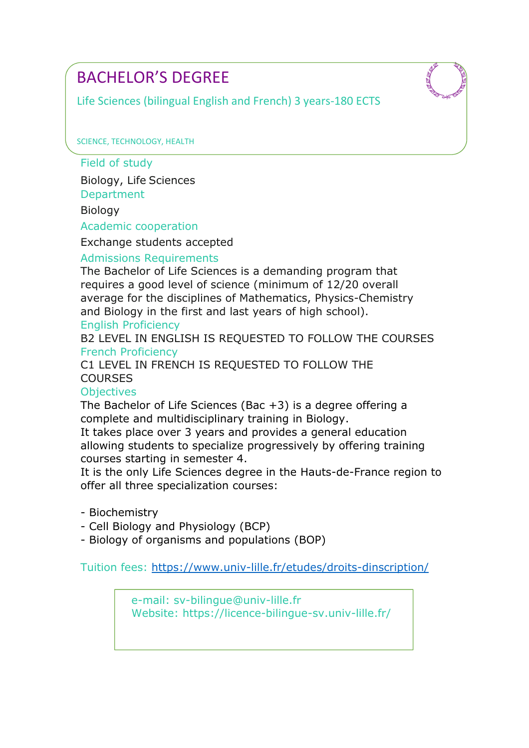# BACHELOR’S DEGREE

Life Sciences (bilingual English and French) 3 years-180 ECTS

SCIENCE, TECHNOLOGY, HEALTH

## Field of study

Biology, Life Sciences

## Department

Biology

## Academic cooperation

Exchange students accepted

## Admissions Requirements

The Bachelor of Life Sciences is a demanding program that requires a good level of science (minimum of 12/20 overall average for the disciplines of Mathematics, Physics-Chemistry and Biology in the first and last years of high school).

## English Proficiency

B2 LEVEL IN ENGLISH IS REQUESTED TO FOLLOW THE COURSES

## French Proficiency

C1 LEVEL IN FRENCH IS REQUESTED TO FOLLOW THE COURSES

## Objectives

The Bachelor of Life Sciences (Bac +3) is a degree offering a complete and multidisciplinary training in Biology.
It takes place over 3 years and provides a general education allowing students to specialize progressively by offering training courses starting in semester 4.
It is the only Life Sciences degree in the Hauts-de-France region to offer all three specialization courses:

- Biochemistry
- Cell Biology and Physiology (BCP)
- Biology of organisms and populations (BOP)

Tuition fees: https://www.univ-lille.fr/etudes/droits-dinscription/

e-mail: sv-bilingue@univ-lille.fr
Website: https://licence-bilingue-sv.univ-lille.fr/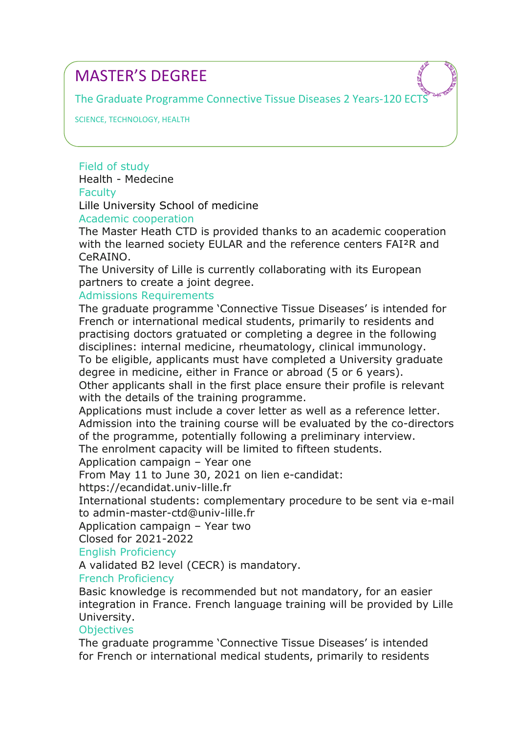# MASTER'S DEGREE

The Graduate Programme Connective Tissue Diseases 2 Years-120 ECTS

SCIENCE, TECHNOLOGY, HEALTH

### Field of study

Health - Medecine

### Faculty

Lille University School of medicine

### Academic cooperation

The Master Heath CTD is provided thanks to an academic cooperation with the learned society EULAR and the reference centers FAI²R and CeRAINO.

The University of Lille is currently collaborating with its European partners to create a joint degree.

### Admissions Requirements

The graduate programme 'Connective Tissue Diseases' is intended for French or international medical students, primarily to residents and practising doctors gratuated or completing a degree in the following disciplines: internal medicine, rheumatology, clinical immunology.

To be eligible, applicants must have completed a University graduate degree in medicine, either in France or abroad (5 or 6 years).

Other applicants shall in the first place ensure their profile is relevant with the details of the training programme.

Applications must include a cover letter as well as a reference letter.

Admission into the training course will be evaluated by the co-directors of the programme, potentially following a preliminary interview.

The enrolment capacity will be limited to fifteen students.

Application campaign – Year one

From May 11 to June 30, 2021 on lien e-candidat:

https://ecandidat.univ-lille.fr

International students: complementary procedure to be sent via e-mail to admin-master-ctd@univ-lille.fr

Application campaign – Year two

Closed for 2021-2022

### English Proficiency

A validated B2 level (CECR) is mandatory.

### French Proficiency

Basic knowledge is recommended but not mandatory, for an easier integration in France. French language training will be provided by Lille University.

### Objectives

The graduate programme 'Connective Tissue Diseases' is intended for French or international medical students, primarily to residents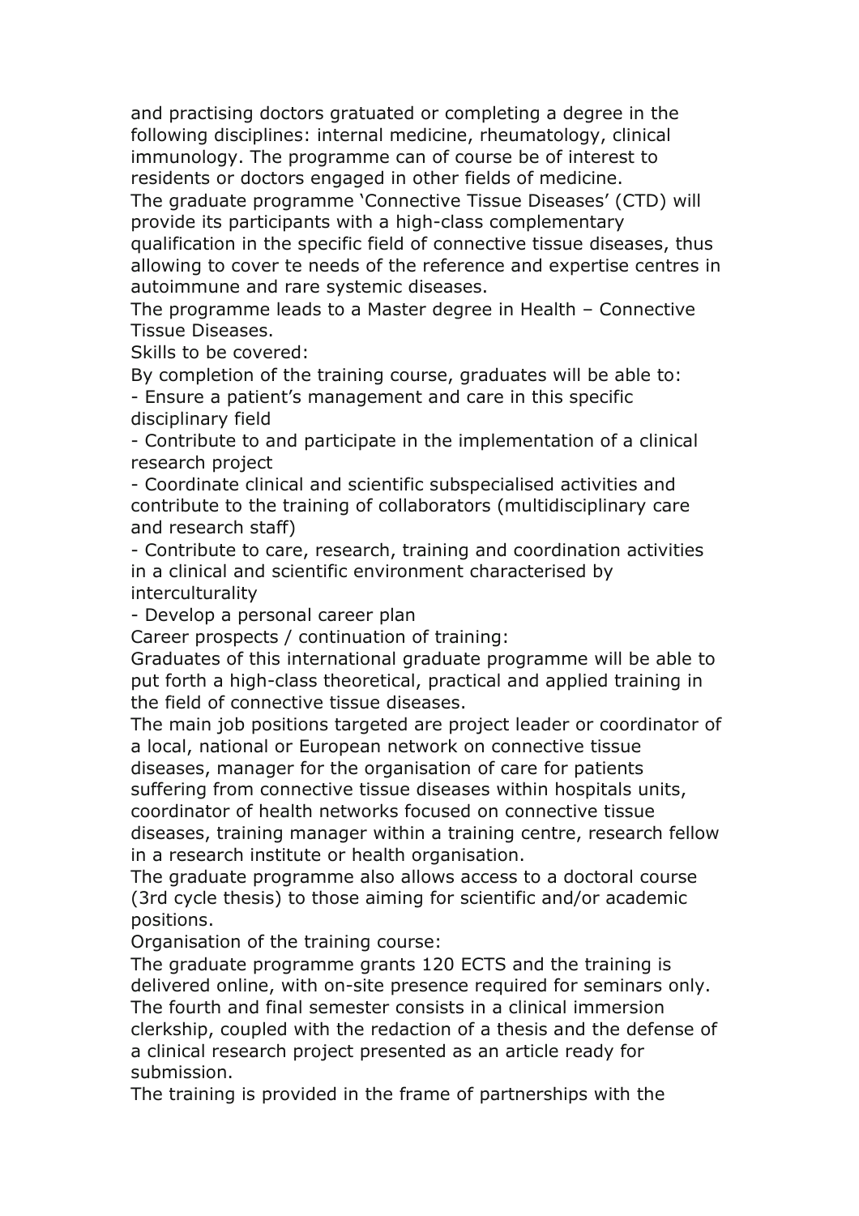and practising doctors gratuated or completing a degree in the following disciplines: internal medicine, rheumatology, clinical immunology. The programme can of course be of interest to residents or doctors engaged in other fields of medicine.

The graduate programme 'Connective Tissue Diseases' (CTD) will provide its participants with a high-class complementary qualification in the specific field of connective tissue diseases, thus allowing to cover te needs of the reference and expertise centres in autoimmune and rare systemic diseases.

The programme leads to a Master degree in Health – Connective Tissue Diseases.

Skills to be covered:

By completion of the training course, graduates will be able to:

- Ensure a patient's management and care in this specific disciplinary field
- Contribute to and participate in the implementation of a clinical research project
- Coordinate clinical and scientific subspecialised activities and contribute to the training of collaborators (multidisciplinary care and research staff)
- Contribute to care, research, training and coordination activities in a clinical and scientific environment characterised by interculturality
- Develop a personal career plan

Career prospects / continuation of training:

Graduates of this international graduate programme will be able to put forth a high-class theoretical, practical and applied training in the field of connective tissue diseases.

The main job positions targeted are project leader or coordinator of a local, national or European network on connective tissue diseases, manager for the organisation of care for patients suffering from connective tissue diseases within hospitals units, coordinator of health networks focused on connective tissue diseases, training manager within a training centre, research fellow in a research institute or health organisation.

The graduate programme also allows access to a doctoral course (3rd cycle thesis) to those aiming for scientific and/or academic positions.

Organisation of the training course:

The graduate programme grants 120 ECTS and the training is delivered online, with on-site presence required for seminars only. The fourth and final semester consists in a clinical immersion clerkship, coupled with the redaction of a thesis and the defense of a clinical research project presented as an article ready for submission.

The training is provided in the frame of partnerships with the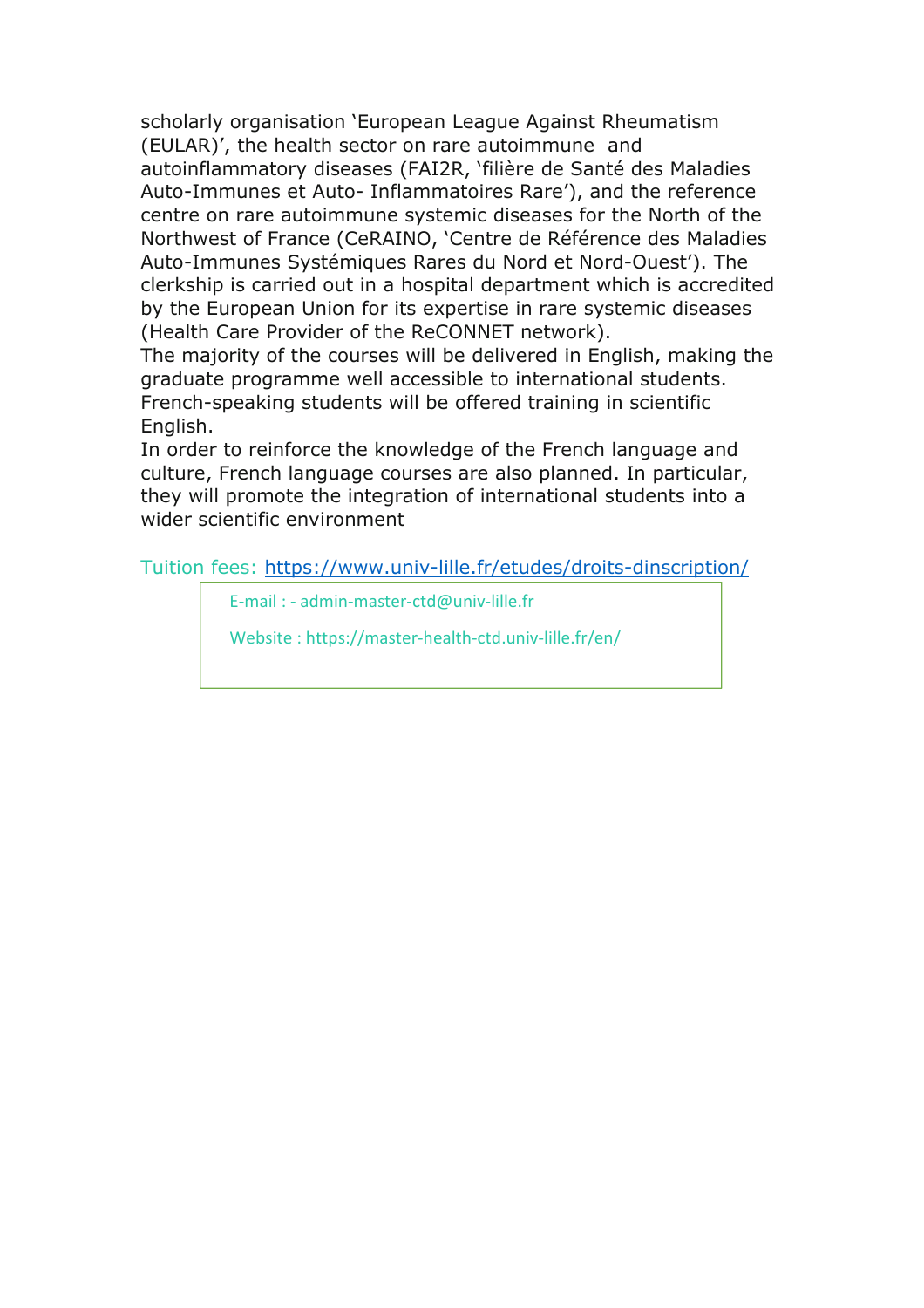scholarly organisation 'European League Against Rheumatism (EULAR)', the health sector on rare autoimmune and autoinflammatory diseases (FAI2R, 'filière de Santé des Maladies Auto-Immunes et Auto- Inflammatoires Rare'), and the reference centre on rare autoimmune systemic diseases for the North of the Northwest of France (CeRAINO, 'Centre de Référence des Maladies Auto-Immunes Systémiques Rares du Nord et Nord-Ouest'). The clerkship is carried out in a hospital department which is accredited by the European Union for its expertise in rare systemic diseases (Health Care Provider of the ReCONNET network).

The majority of the courses will be delivered in English, making the graduate programme well accessible to international students. French-speaking students will be offered training in scientific English.

In order to reinforce the knowledge of the French language and culture, French language courses are also planned. In particular, they will promote the integration of international students into a wider scientific environment

Tuition fees: [https://www.univ-lille.fr/etudes/droits-dinscription/](https://www.univ-lille.fr/etudes/droits-dinscription/)

E-mail : - admin-master-ctd@univ-lille.fr

Website : https://master-health-ctd.univ-lille.fr/en/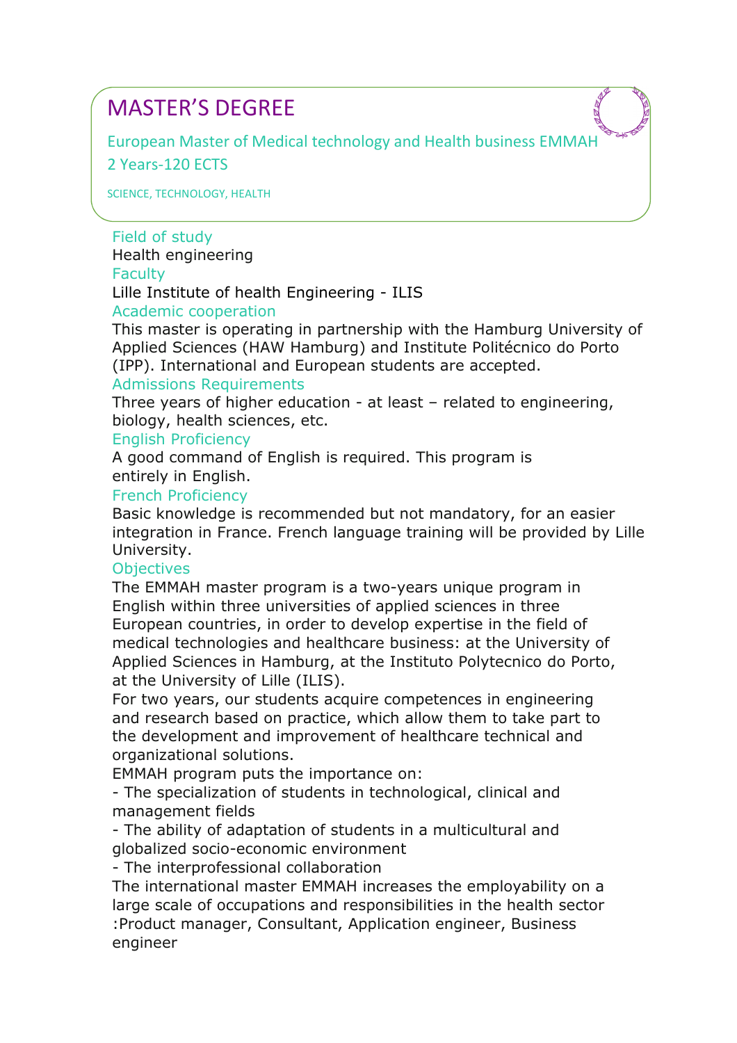# MASTER'S DEGREE

European Master of Medical technology and Health business EMMAH

2 Years-120 ECTS

SCIENCE, TECHNOLOGY, HEALTH

### Field of study
Health engineering

### Faculty
Lille Institute of health Engineering - ILIS

### Academic cooperation
This master is operating in partnership with the Hamburg University of Applied Sciences (HAW Hamburg) and Institute Politécnico do Porto (IPP). International and European students are accepted.

### Admissions Requirements
Three years of higher education - at least – related to engineering, biology, health sciences, etc.

### English Proficiency
A good command of English is required. This program is entirely in English.

### French Proficiency
Basic knowledge is recommended but not mandatory, for an easier integration in France. French language training will be provided by Lille University.

### Objectives
The EMMAH master program is a two-years unique program in English within three universities of applied sciences in three European countries, in order to develop expertise in the field of medical technologies and healthcare business: at the University of Applied Sciences in Hamburg, at the Instituto Polytecnico do Porto, at the University of Lille (ILIS).

For two years, our students acquire competences in engineering and research based on practice, which allow them to take part to the development and improvement of healthcare technical and organizational solutions.

EMMAH program puts the importance on:

- The specialization of students in technological, clinical and management fields
- The ability of adaptation of students in a multicultural and globalized socio-economic environment
- The interprofessional collaboration

The international master EMMAH increases the employability on a large scale of occupations and responsibilities in the health sector :Product manager, Consultant, Application engineer, Business engineer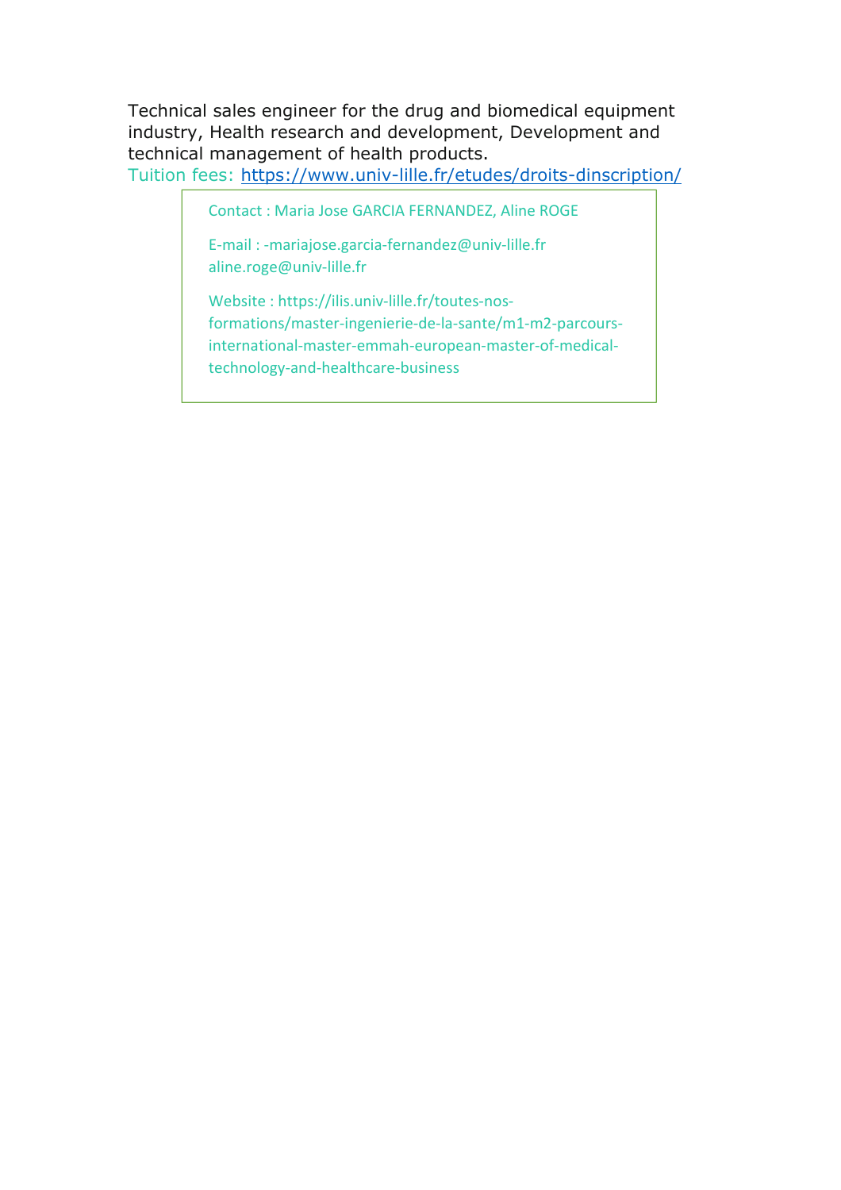Technical sales engineer for the drug and biomedical equipment industry, Health research and development, Development and technical management of health products.

Tuition fees: https://www.univ-lille.fr/etudes/droits-dinscription/

> Contact : Maria Jose GARCIA FERNANDEZ, Aline ROGE
>
> E-mail : -mariajose.garcia-fernandez@univ-lille.fr
> aline.roge@univ-lille.fr
>
> Website : https://ilis.univ-lille.fr/toutes-nos-formations/master-ingenierie-de-la-sante/m1-m2-parcours-international-master-emmah-european-master-of-medical-technology-and-healthcare-business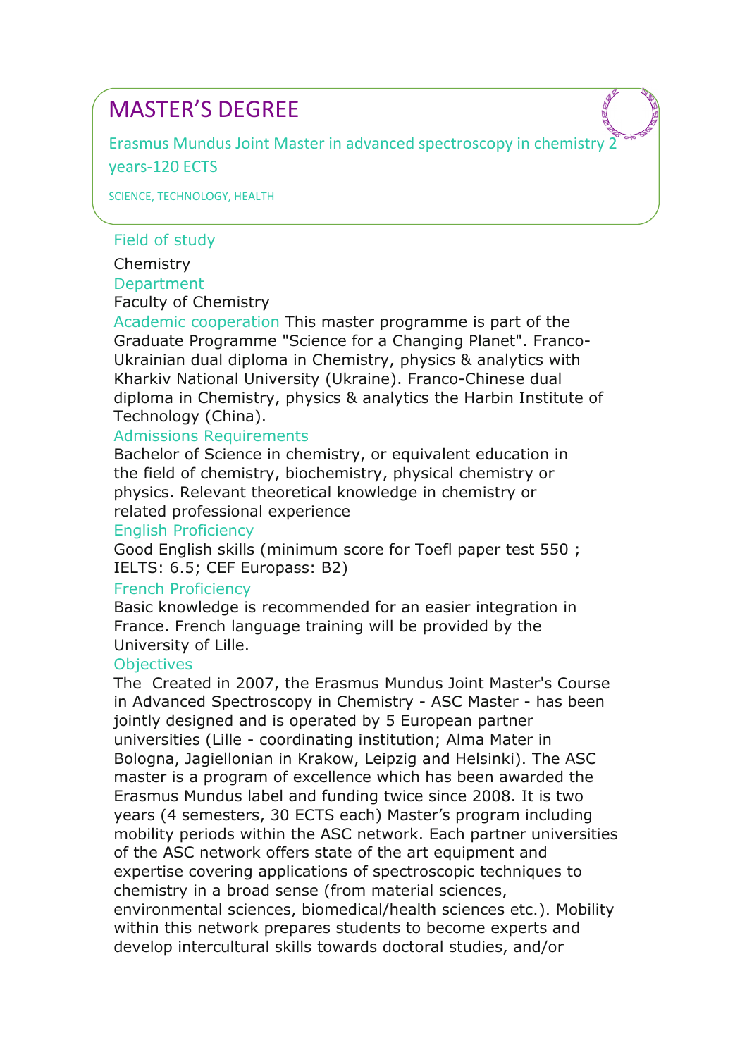# MASTER'S DEGREE

Erasmus Mundus Joint Master in advanced spectroscopy in chemistry 2 years-120 ECTS

SCIENCE, TECHNOLOGY, HEALTH

### Field of study

Chemistry

### Department

Faculty of Chemistry

### Academic cooperation

This master programme is part of the Graduate Programme "Science for a Changing Planet". Franco-Ukrainian dual diploma in Chemistry, physics & analytics with Kharkiv National University (Ukraine). Franco-Chinese dual diploma in Chemistry, physics & analytics the Harbin Institute of Technology (China).

### Admissions Requirements

Bachelor of Science in chemistry, or equivalent education in the field of chemistry, biochemistry, physical chemistry or physics. Relevant theoretical knowledge in chemistry or related professional experience

### English Proficiency

Good English skills (minimum score for Toefl paper test 550 ; IELTS: 6.5; CEF Europass: B2)

### French Proficiency

Basic knowledge is recommended for an easier integration in France. French language training will be provided by the University of Lille.

### Objectives

The Created in 2007, the Erasmus Mundus Joint Master's Course in Advanced Spectroscopy in Chemistry - ASC Master - has been jointly designed and is operated by 5 European partner universities (Lille - coordinating institution; Alma Mater in Bologna, Jagiellonian in Krakow, Leipzig and Helsinki). The ASC master is a program of excellence which has been awarded the Erasmus Mundus label and funding twice since 2008. It is two years (4 semesters, 30 ECTS each) Master's program including mobility periods within the ASC network. Each partner universities of the ASC network offers state of the art equipment and expertise covering applications of spectroscopic techniques to chemistry in a broad sense (from material sciences, environmental sciences, biomedical/health sciences etc.). Mobility within this network prepares students to become experts and develop intercultural skills towards doctoral studies, and/or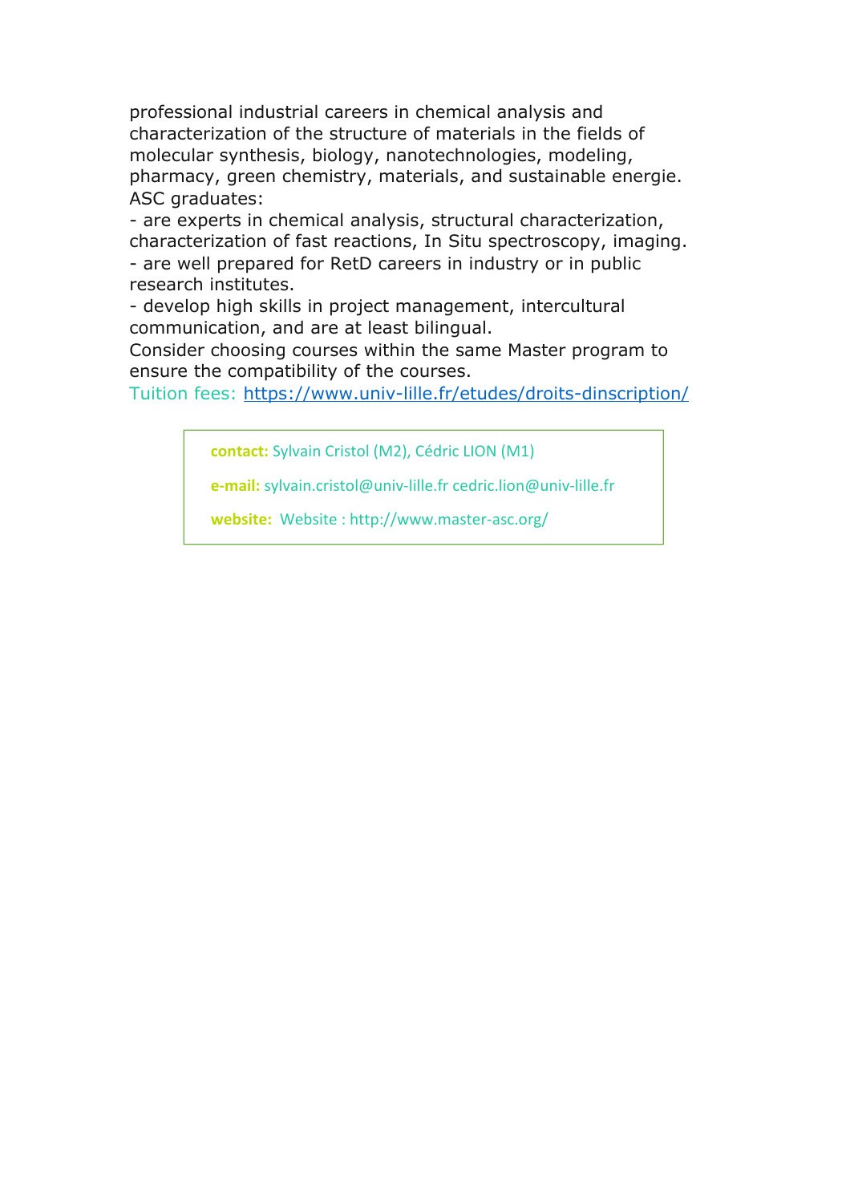professional industrial careers in chemical analysis and characterization of the structure of materials in the fields of molecular synthesis, biology, nanotechnologies, modeling, pharmacy, green chemistry, materials, and sustainable energie.
ASC graduates:
- are experts in chemical analysis, structural characterization, characterization of fast reactions, In Situ spectroscopy, imaging.
- are well prepared for RetD careers in industry or in public research institutes.
- develop high skills in project management, intercultural communication, and are at least bilingual.

Consider choosing courses within the same Master program to ensure the compatibility of the courses.

Tuition fees: https://www.univ-lille.fr/etudes/droits-dinscription/

**contact:** Sylvain Cristol (M2), Cédric LION (M1)

**e-mail:** sylvain.cristol@univ-lille.fr cedric.lion@univ-lille.fr

**website:** Website : http://www.master-asc.org/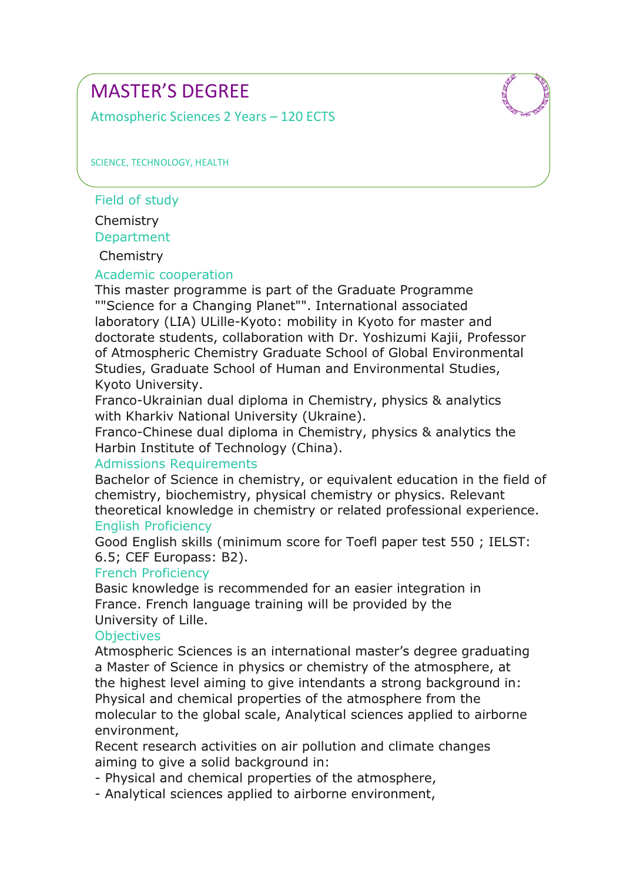# MASTER'S DEGREE

Atmospheric Sciences 2 Years – 120 ECTS

SCIENCE, TECHNOLOGY, HEALTH

## Field of study

Chemistry

## Department

Chemistry

## Academic cooperation

This master programme is part of the Graduate Programme ""Science for a Changing Planet"". International associated laboratory (LIA) ULille-Kyoto: mobility in Kyoto for master and doctorate students, collaboration with Dr. Yoshizumi Kajii, Professor of Atmospheric Chemistry Graduate School of Global Environmental Studies, Graduate School of Human and Environmental Studies, Kyoto University.

Franco-Ukrainian dual diploma in Chemistry, physics & analytics with Kharkiv National University (Ukraine).

Franco-Chinese dual diploma in Chemistry, physics & analytics the Harbin Institute of Technology (China).

## Admissions Requirements

Bachelor of Science in chemistry, or equivalent education in the field of chemistry, biochemistry, physical chemistry or physics. Relevant theoretical knowledge in chemistry or related professional experience.

## English Proficiency

Good English skills (minimum score for Toefl paper test 550 ; IELST: 6.5; CEF Europass: B2).

## French Proficiency

Basic knowledge is recommended for an easier integration in France. French language training will be provided by the University of Lille.

## Objectives

Atmospheric Sciences is an international master's degree graduating a Master of Science in physics or chemistry of the atmosphere, at the highest level aiming to give intendants a strong background in: Physical and chemical properties of the atmosphere from the molecular to the global scale, Analytical sciences applied to airborne environment,

Recent research activities on air pollution and climate changes aiming to give a solid background in:

- Physical and chemical properties of the atmosphere,
- Analytical sciences applied to airborne environment,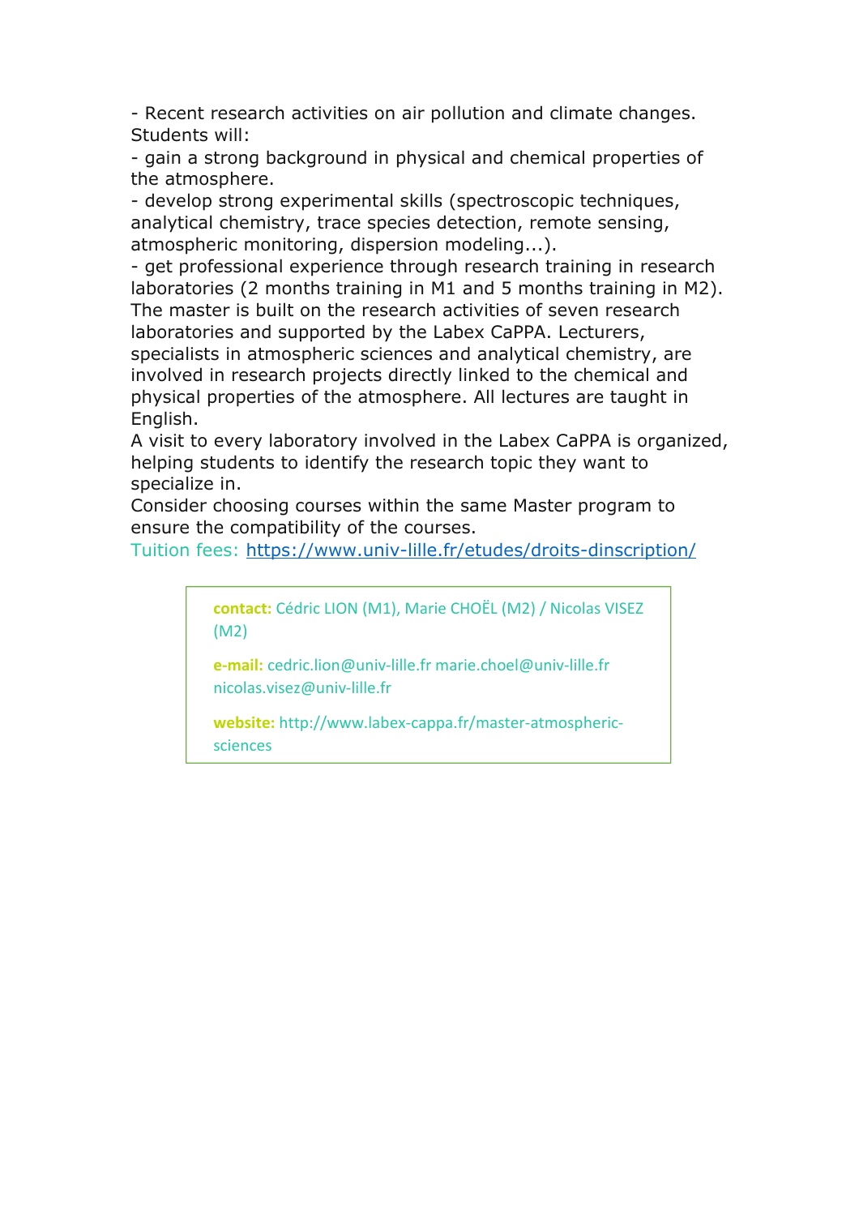- Recent research activities on air pollution and climate changes.
Students will:
- gain a strong background in physical and chemical properties of the atmosphere.
- develop strong experimental skills (spectroscopic techniques, analytical chemistry, trace species detection, remote sensing, atmospheric monitoring, dispersion modeling...).
- get professional experience through research training in research laboratories (2 months training in M1 and 5 months training in M2).
The master is built on the research activities of seven research laboratories and supported by the Labex CaPPA. Lecturers, specialists in atmospheric sciences and analytical chemistry, are involved in research projects directly linked to the chemical and physical properties of the atmosphere. All lectures are taught in English.
A visit to every laboratory involved in the Labex CaPPA is organized, helping students to identify the research topic they want to specialize in.
Consider choosing courses within the same Master program to ensure the compatibility of the courses.
Tuition fees: https://www.univ-lille.fr/etudes/droits-dinscription/

**contact:** Cédric LION (M1), Marie CHOËL (M2) / Nicolas VISEZ (M2)

**e-mail:** cedric.lion@univ-lille.fr marie.choel@univ-lille.fr nicolas.visez@univ-lille.fr

**website:** http://www.labex-cappa.fr/master-atmospheric-sciences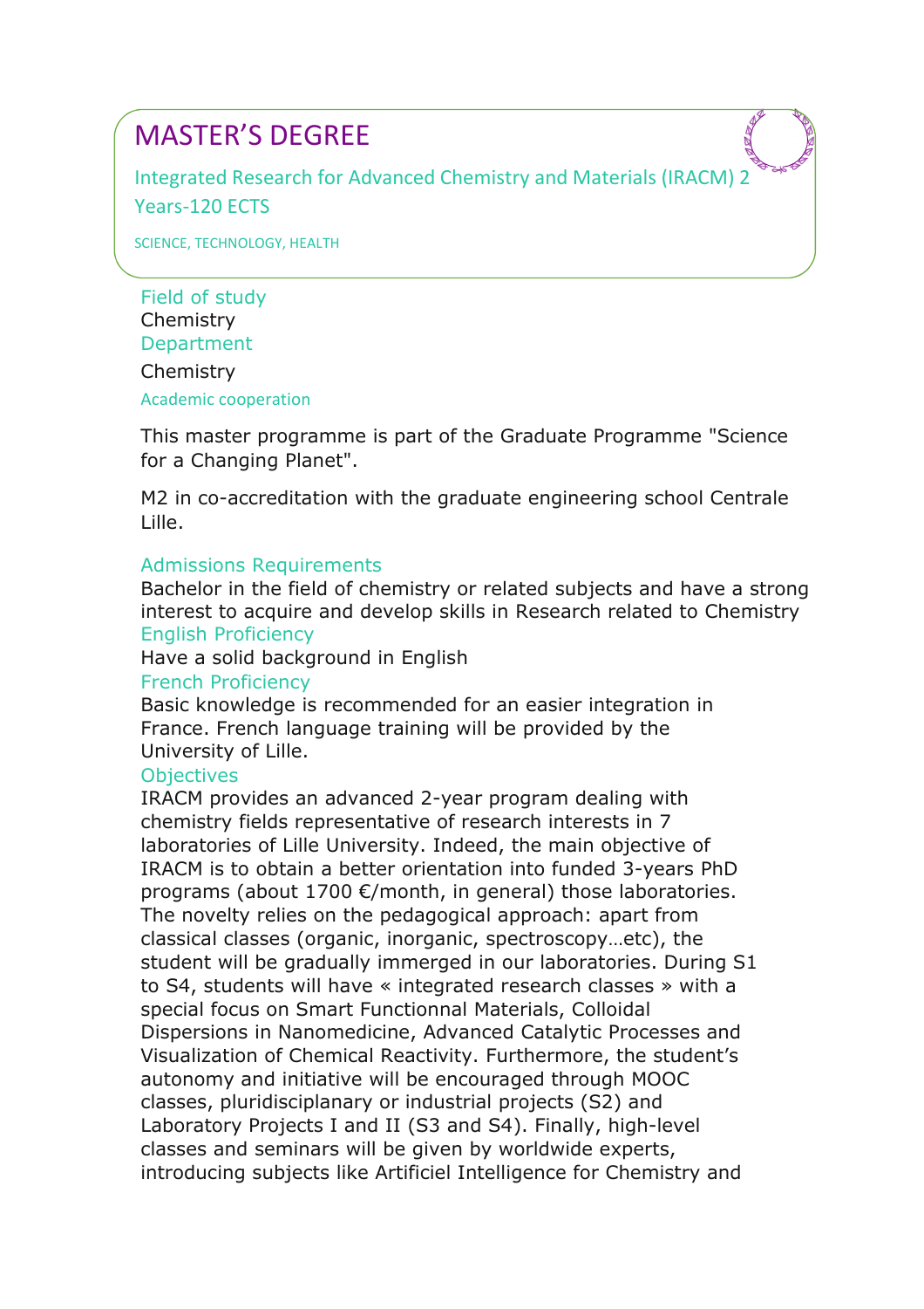# MASTER'S DEGREE

## Integrated Research for Advanced Chemistry and Materials (IRACM) 2 Years-120 ECTS

SCIENCE, TECHNOLOGY, HEALTH

### Field of study

Chemistry

### Department

Chemistry

### Academic cooperation

This master programme is part of the Graduate Programme "Science for a Changing Planet".

M2 in co-accreditation with the graduate engineering school Centrale Lille.

### Admissions Requirements

Bachelor in the field of chemistry or related subjects and have a strong interest to acquire and develop skills in Research related to Chemistry

### English Proficiency

Have a solid background in English

### French Proficiency

Basic knowledge is recommended for an easier integration in France. French language training will be provided by the University of Lille.

### Objectives

IRACM provides an advanced 2-year program dealing with chemistry fields representative of research interests in 7 laboratories of Lille University. Indeed, the main objective of IRACM is to obtain a better orientation into funded 3-years PhD programs (about 1700 €/month, in general) those laboratories. The novelty relies on the pedagogical approach: apart from classical classes (organic, inorganic, spectroscopy…etc), the student will be gradually immerged in our laboratories. During S1 to S4, students will have « integrated research classes » with a special focus on Smart Functionnal Materials, Colloidal Dispersions in Nanomedicine, Advanced Catalytic Processes and Visualization of Chemical Reactivity. Furthermore, the student's autonomy and initiative will be encouraged through MOOC classes, pluridisciplanary or industrial projects (S2) and Laboratory Projects I and II (S3 and S4). Finally, high-level classes and seminars will be given by worldwide experts, introducing subjects like Artificiel Intelligence for Chemistry and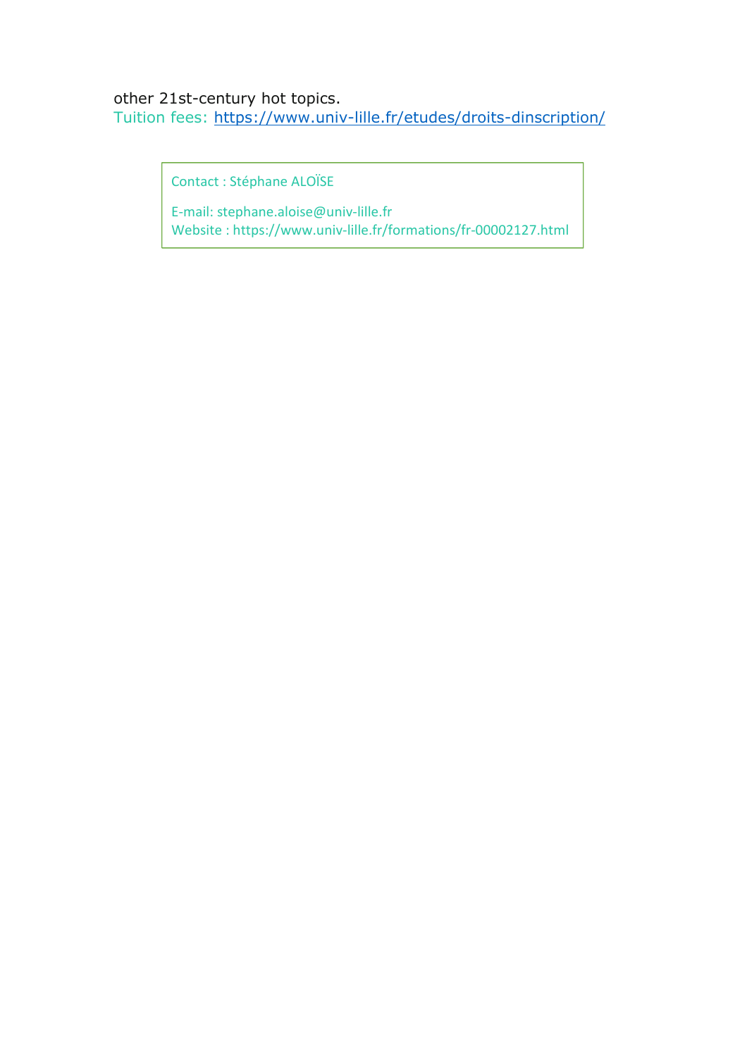other 21st-century hot topics.

Tuition fees: https://www.univ-lille.fr/etudes/droits-dinscription/

Contact : Stéphane ALOÏSE

E-mail: stephane.aloise@univ-lille.fr
Website : https://www.univ-lille.fr/formations/fr-00002127.html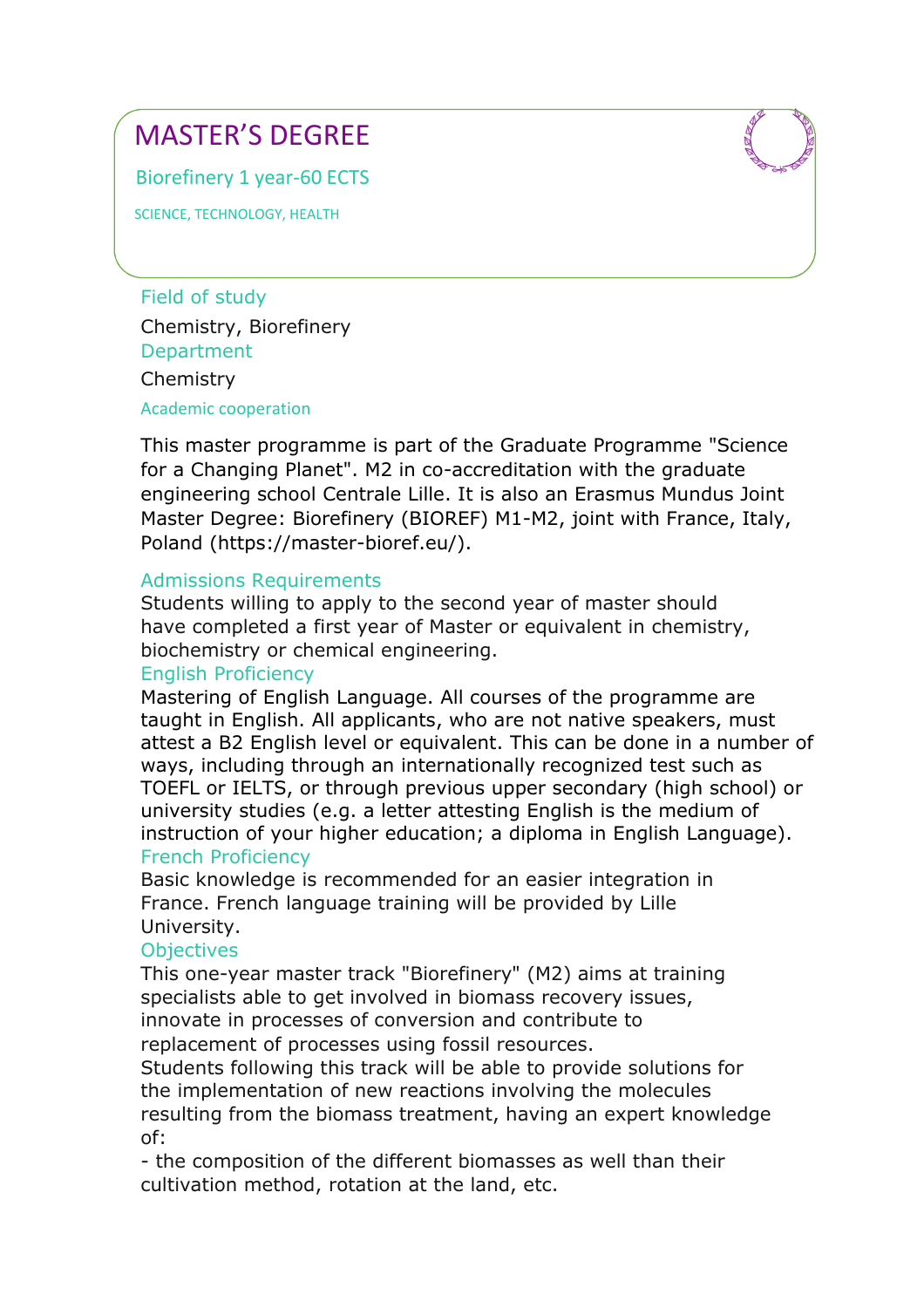# MASTER'S DEGREE

## Biorefinery 1 year-60 ECTS

SCIENCE, TECHNOLOGY, HEALTH

### Field of study

Chemistry, Biorefinery

### Department

Chemistry

### Academic cooperation

This master programme is part of the Graduate Programme "Science for a Changing Planet". M2 in co-accreditation with the graduate engineering school Centrale Lille. It is also an Erasmus Mundus Joint Master Degree: Biorefinery (BIOREF) M1-M2, joint with France, Italy, Poland (https://master-bioref.eu/).

### Admissions Requirements

Students willing to apply to the second year of master should have completed a first year of Master or equivalent in chemistry, biochemistry or chemical engineering.

### English Proficiency

Mastering of English Language. All courses of the programme are taught in English. All applicants, who are not native speakers, must attest a B2 English level or equivalent. This can be done in a number of ways, including through an internationally recognized test such as TOEFL or IELTS, or through previous upper secondary (high school) or university studies (e.g. a letter attesting English is the medium of instruction of your higher education; a diploma in English Language).

### French Proficiency

Basic knowledge is recommended for an easier integration in France. French language training will be provided by Lille University.

### Objectives

This one-year master track "Biorefinery" (M2) aims at training specialists able to get involved in biomass recovery issues, innovate in processes of conversion and contribute to replacement of processes using fossil resources.
Students following this track will be able to provide solutions for the implementation of new reactions involving the molecules resulting from the biomass treatment, having an expert knowledge of:

- the composition of the different biomasses as well than their cultivation method, rotation at the land, etc.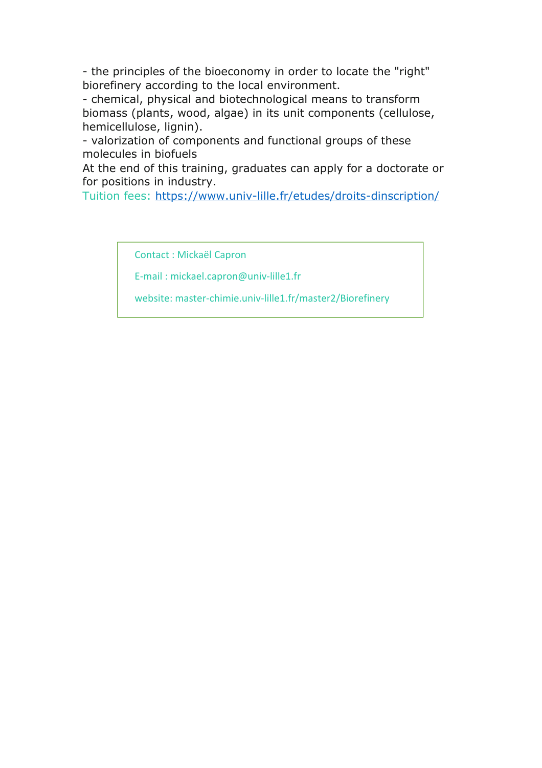- the principles of the bioeconomy in order to locate the "right" biorefinery according to the local environment.
- chemical, physical and biotechnological means to transform biomass (plants, wood, algae) in its unit components (cellulose, hemicellulose, lignin).
- valorization of components and functional groups of these molecules in biofuels

At the end of this training, graduates can apply for a doctorate or for positions in industry.

Tuition fees: https://www.univ-lille.fr/etudes/droits-dinscription/

Contact : Mickaël Capron

E-mail : mickael.capron@univ-lille1.fr

website: master-chimie.univ-lille1.fr/master2/Biorefinery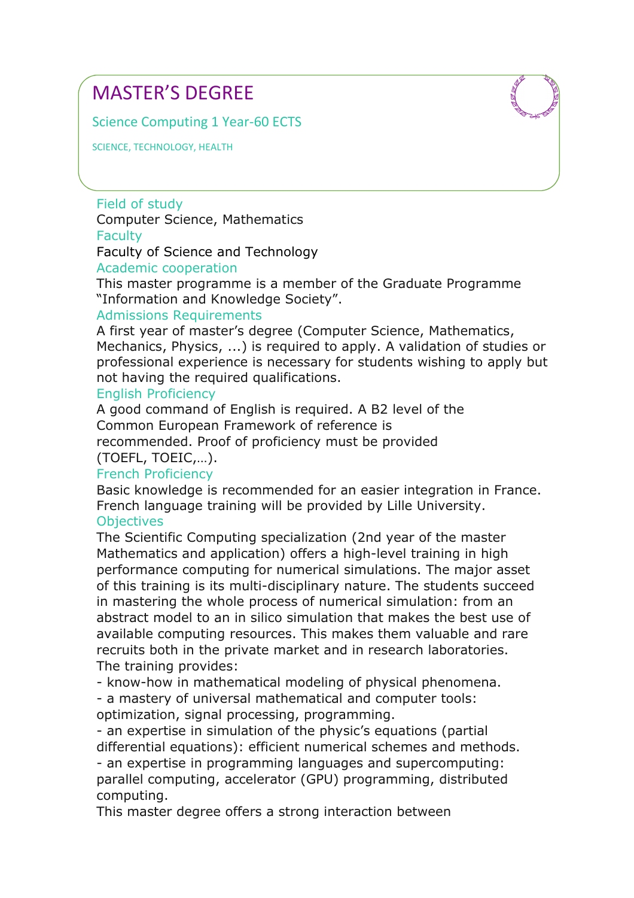# MASTER'S DEGREE

## Science Computing 1 Year-60 ECTS

SCIENCE, TECHNOLOGY, HEALTH

### Field of study

Computer Science, Mathematics

### Faculty

Faculty of Science and Technology

### Academic cooperation

This master programme is a member of the Graduate Programme "Information and Knowledge Society".

### Admissions Requirements

A first year of master's degree (Computer Science, Mathematics, Mechanics, Physics, ...) is required to apply. A validation of studies or professional experience is necessary for students wishing to apply but not having the required qualifications.

### English Proficiency

A good command of English is required. A B2 level of the Common European Framework of reference is recommended. Proof of proficiency must be provided (TOEFL, TOEIC,…).

### French Proficiency

Basic knowledge is recommended for an easier integration in France. French language training will be provided by Lille University.

### Objectives

The Scientific Computing specialization (2nd year of the master Mathematics and application) offers a high-level training in high performance computing for numerical simulations. The major asset of this training is its multi-disciplinary nature. The students succeed in mastering the whole process of numerical simulation: from an abstract model to an in silico simulation that makes the best use of available computing resources. This makes them valuable and rare recruits both in the private market and in research laboratories.

The training provides:

- know-how in mathematical modeling of physical phenomena.
- a mastery of universal mathematical and computer tools: optimization, signal processing, programming.
- an expertise in simulation of the physic's equations (partial differential equations): efficient numerical schemes and methods.
- an expertise in programming languages and supercomputing: parallel computing, accelerator (GPU) programming, distributed computing.

This master degree offers a strong interaction between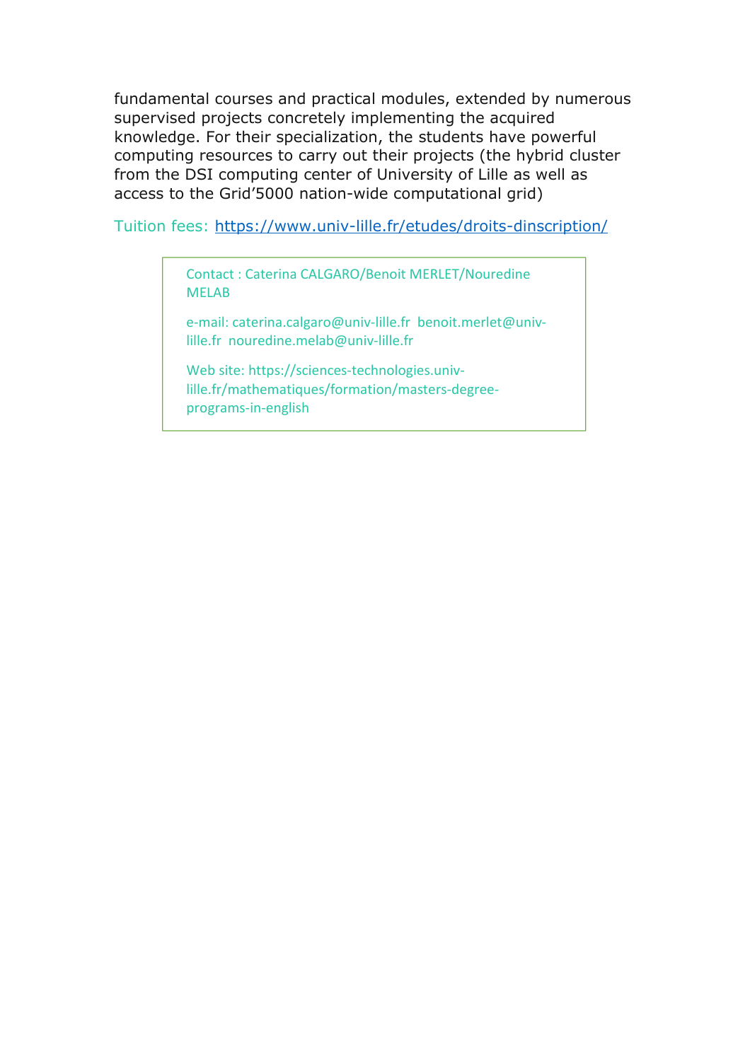fundamental courses and practical modules, extended by numerous supervised projects concretely implementing the acquired knowledge. For their specialization, the students have powerful computing resources to carry out their projects (the hybrid cluster from the DSI computing center of University of Lille as well as access to the Grid'5000 nation-wide computational grid)

Tuition fees: [https://www.univ-lille.fr/etudes/droits-dinscription/](https://www.univ-lille.fr/etudes/droits-dinscription/)

> Contact : Caterina CALGARO/Benoit MERLET/Nouredine MELAB
>
> e-mail: caterina.calgaro@univ-lille.fr benoit.merlet@univ-lille.fr nouredine.melab@univ-lille.fr
>
> Web site: https://sciences-technologies.univ-lille.fr/mathematiques/formation/masters-degree-programs-in-english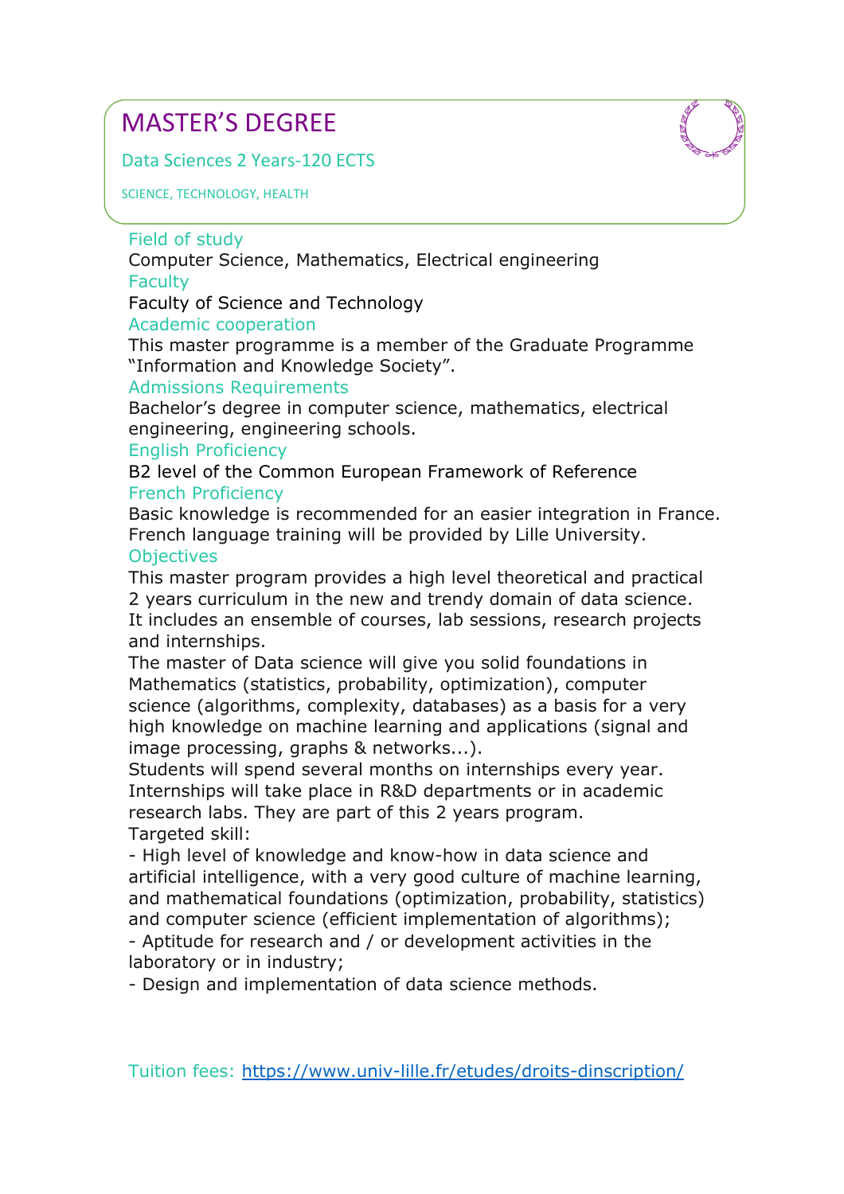# MASTER'S DEGREE

Data Sciences 2 Years-120 ECTS

SCIENCE, TECHNOLOGY, HEALTH

### Field of study

Computer Science, Mathematics, Electrical engineering

### Faculty

Faculty of Science and Technology

### Academic cooperation

This master programme is a member of the Graduate Programme "Information and Knowledge Society".

### Admissions Requirements

Bachelor's degree in computer science, mathematics, electrical engineering, engineering schools.

### English Proficiency

B2 level of the Common European Framework of Reference

### French Proficiency

Basic knowledge is recommended for an easier integration in France. French language training will be provided by Lille University.

### Objectives

This master program provides a high level theoretical and practical 2 years curriculum in the new and trendy domain of data science. It includes an ensemble of courses, lab sessions, research projects and internships.

The master of Data science will give you solid foundations in Mathematics (statistics, probability, optimization), computer science (algorithms, complexity, databases) as a basis for a very high knowledge on machine learning and applications (signal and image processing, graphs & networks...).

Students will spend several months on internships every year. Internships will take place in R&D departments or in academic research labs. They are part of this 2 years program.

Targeted skill:

- High level of knowledge and know-how in data science and artificial intelligence, with a very good culture of machine learning, and mathematical foundations (optimization, probability, statistics) and computer science (efficient implementation of algorithms);
- Aptitude for research and / or development activities in the laboratory or in industry;
- Design and implementation of data science methods.

Tuition fees: https://www.univ-lille.fr/etudes/droits-dinscription/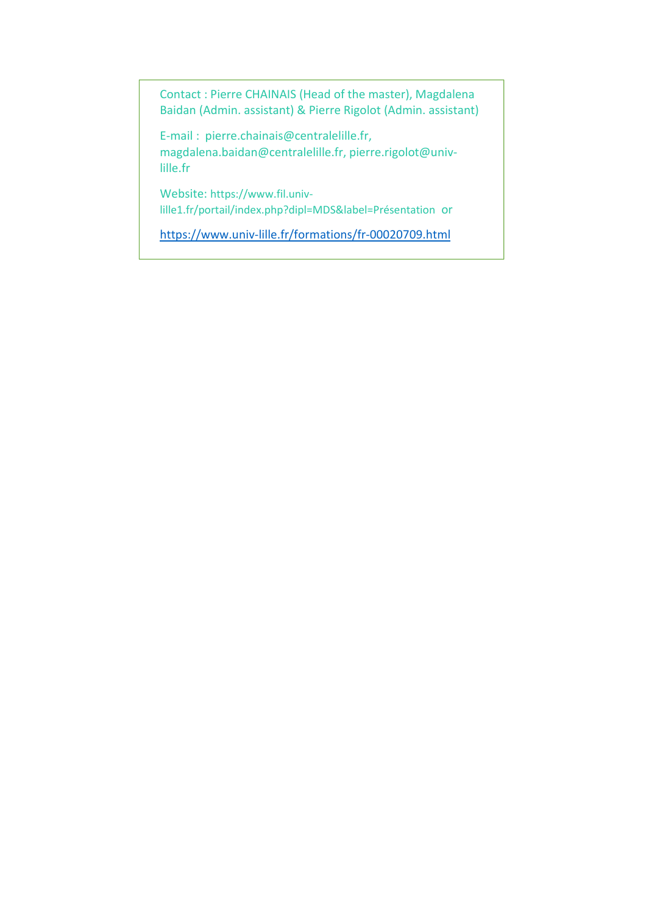Contact : Pierre CHAINAIS (Head of the master), Magdalena Baidan (Admin. assistant) & Pierre Rigolot (Admin. assistant)

E-mail : pierre.chainais@centralelille.fr, magdalena.baidan@centralelille.fr, pierre.rigolot@univ-lille.fr

Website: https://www.fil.univ-lille1.fr/portail/index.php?dipl=MDS&label=Présentation or

https://www.univ-lille.fr/formations/fr-00020709.html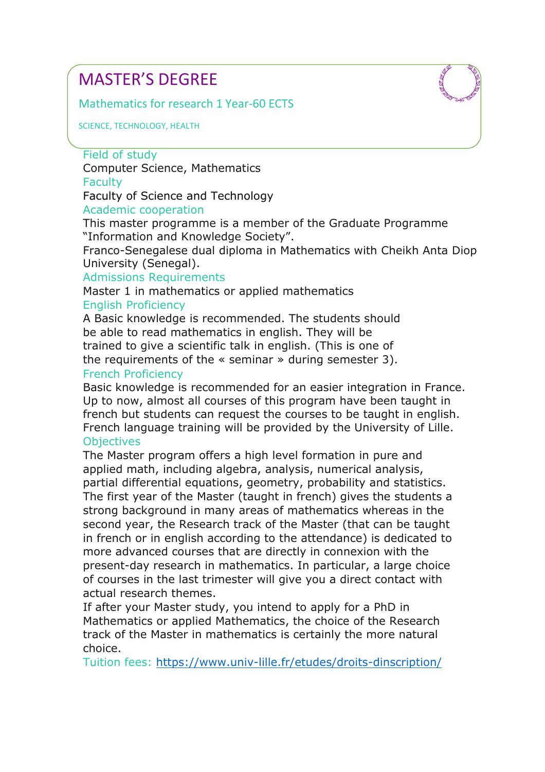# MASTER'S DEGREE

Mathematics for research 1 Year-60 ECTS

SCIENCE, TECHNOLOGY, HEALTH

### Field of study

Computer Science, Mathematics

### Faculty

Faculty of Science and Technology

### Academic cooperation

This master programme is a member of the Graduate Programme "Information and Knowledge Society".

Franco-Senegalese dual diploma in Mathematics with Cheikh Anta Diop University (Senegal).

### Admissions Requirements

Master 1 in mathematics or applied mathematics

### English Proficiency

A Basic knowledge is recommended. The students should be able to read mathematics in english. They will be trained to give a scientific talk in english. (This is one of the requirements of the « seminar » during semester 3).

### French Proficiency

Basic knowledge is recommended for an easier integration in France. Up to now, almost all courses of this program have been taught in french but students can request the courses to be taught in english. French language training will be provided by the University of Lille.

### Objectives

The Master program offers a high level formation in pure and applied math, including algebra, analysis, numerical analysis, partial differential equations, geometry, probability and statistics. The first year of the Master (taught in french) gives the students a strong background in many areas of mathematics whereas in the second year, the Research track of the Master (that can be taught in french or in english according to the attendance) is dedicated to more advanced courses that are directly in connexion with the present-day research in mathematics. In particular, a large choice of courses in the last trimester will give you a direct contact with actual research themes.

If after your Master study, you intend to apply for a PhD in Mathematics or applied Mathematics, the choice of the Research track of the Master in mathematics is certainly the more natural choice.

Tuition fees: https://www.univ-lille.fr/etudes/droits-dinscription/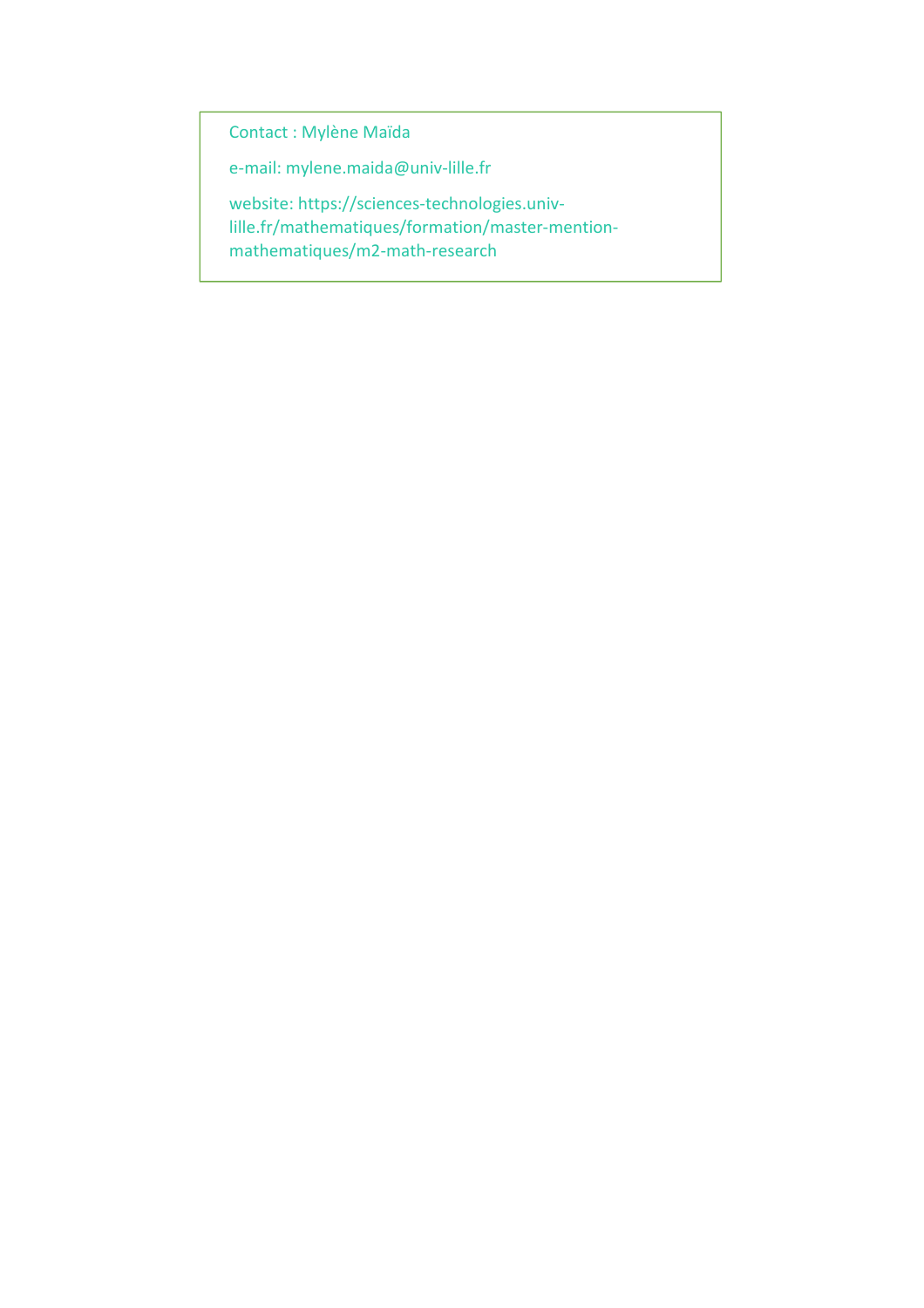Contact : Mylène Maïda

e-mail: mylene.maida@univ-lille.fr

website: https://sciences-technologies.univ-lille.fr/mathematiques/formation/master-mention-mathematiques/m2-math-research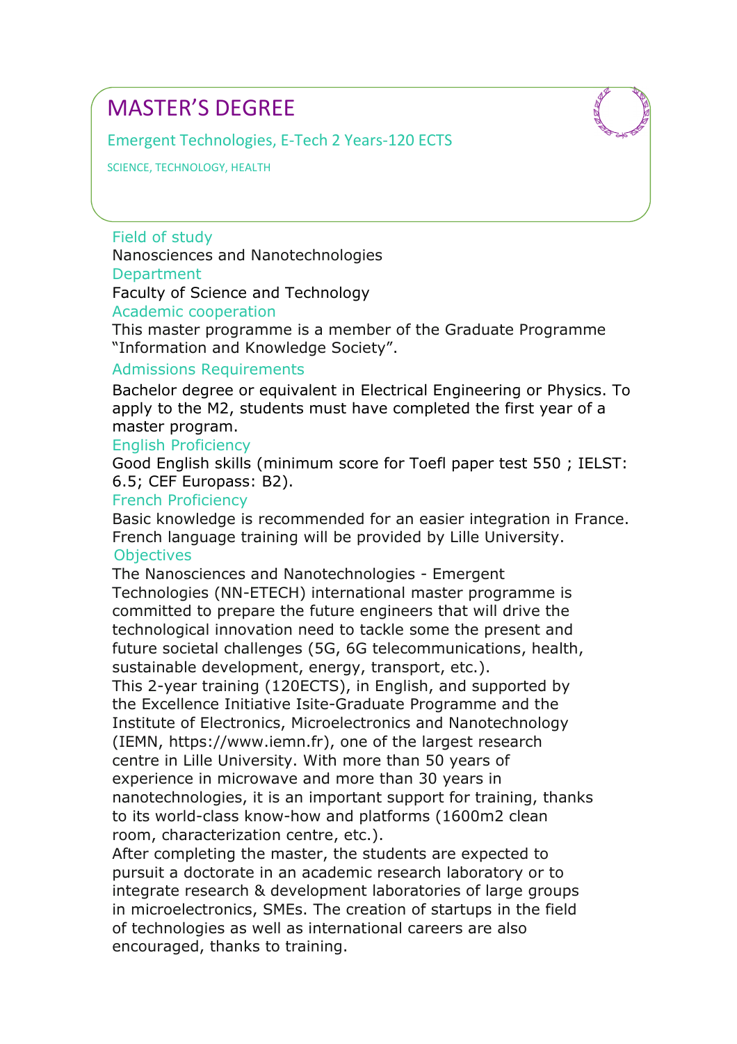# MASTER'S DEGREE

## Emergent Technologies, E-Tech 2 Years-120 ECTS

SCIENCE, TECHNOLOGY, HEALTH

### Field of study

Nanosciences and Nanotechnologies

### Department

Faculty of Science and Technology

### Academic cooperation

This master programme is a member of the Graduate Programme "Information and Knowledge Society".

### Admissions Requirements

Bachelor degree or equivalent in Electrical Engineering or Physics. To apply to the M2, students must have completed the first year of a master program.

### English Proficiency

Good English skills (minimum score for Toefl paper test 550 ; IELST: 6.5; CEF Europass: B2).

### French Proficiency

Basic knowledge is recommended for an easier integration in France. French language training will be provided by Lille University.

### Objectives

The Nanosciences and Nanotechnologies - Emergent Technologies (NN-ETECH) international master programme is committed to prepare the future engineers that will drive the technological innovation need to tackle some the present and future societal challenges (5G, 6G telecommunications, health, sustainable development, energy, transport, etc.).

This 2-year training (120ECTS), in English, and supported by the Excellence Initiative Isite-Graduate Programme and the Institute of Electronics, Microelectronics and Nanotechnology (IEMN, https://www.iemn.fr), one of the largest research centre in Lille University. With more than 50 years of experience in microwave and more than 30 years in nanotechnologies, it is an important support for training, thanks to its world-class know-how and platforms (1600m2 clean room, characterization centre, etc.).

After completing the master, the students are expected to pursuit a doctorate in an academic research laboratory or to integrate research & development laboratories of large groups in microelectronics, SMEs. The creation of startups in the field of technologies as well as international careers are also encouraged, thanks to training.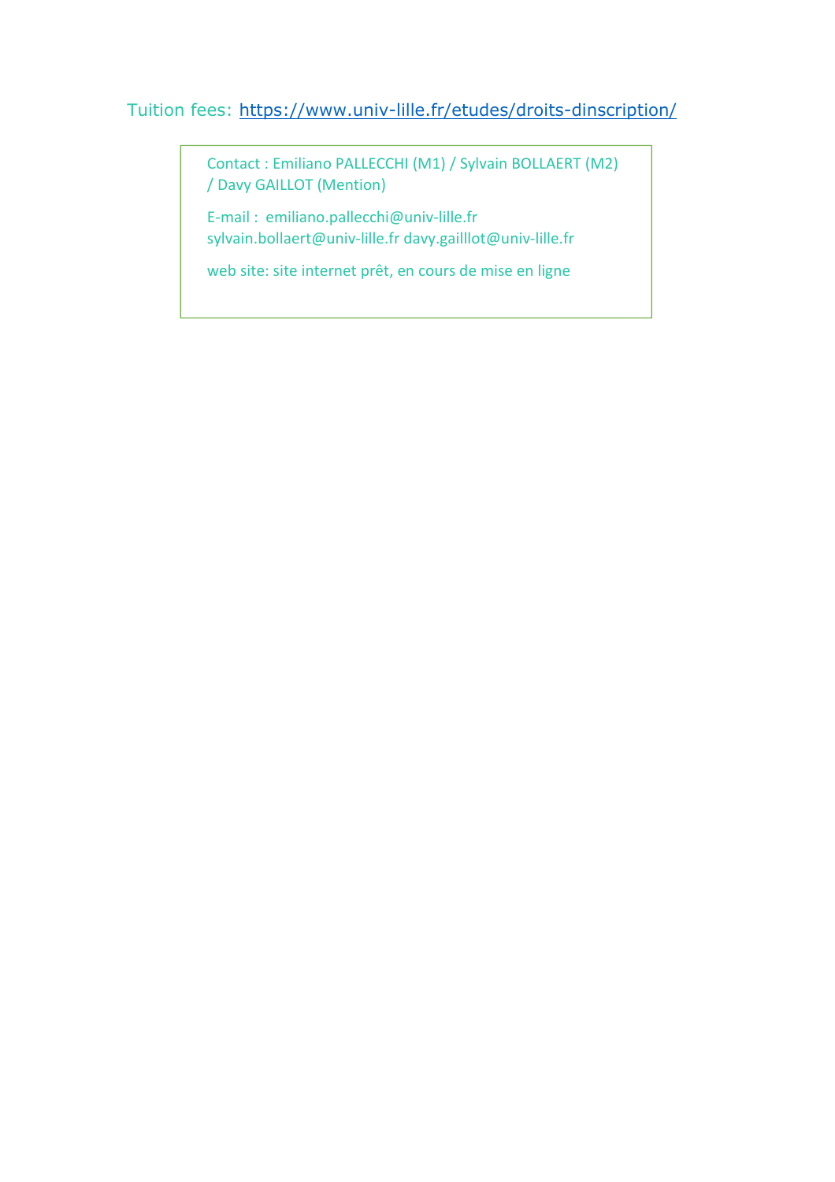Tuition fees: [https://www.univ-lille.fr/etudes/droits-dinscription/](https://www.univ-lille.fr/etudes/droits-dinscription/)

Contact : Emiliano PALLECCHI (M1) / Sylvain BOLLAERT (M2) / Davy GAILLOT (Mention)

E-mail : emiliano.pallecchi@univ-lille.fr sylvain.bollaert@univ-lille.fr davy.gailllot@univ-lille.fr

web site: site internet prêt, en cours de mise en ligne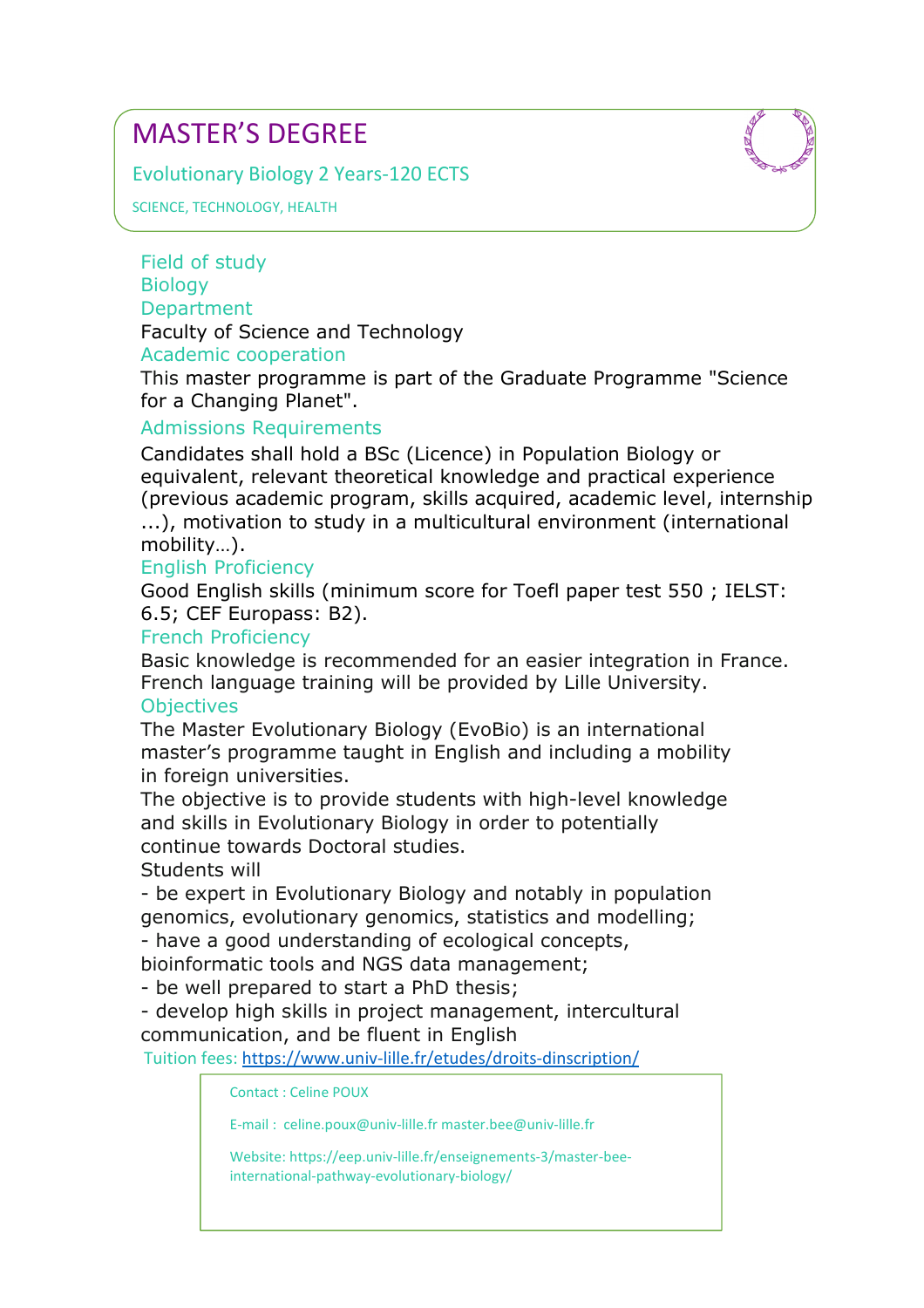# MASTER'S DEGREE

## Evolutionary Biology 2 Years-120 ECTS

SCIENCE, TECHNOLOGY, HEALTH

### Field of study

Biology

### Department

Faculty of Science and Technology

### Academic cooperation

This master programme is part of the Graduate Programme "Science for a Changing Planet".

### Admissions Requirements

Candidates shall hold a BSc (Licence) in Population Biology or equivalent, relevant theoretical knowledge and practical experience (previous academic program, skills acquired, academic level, internship ...), motivation to study in a multicultural environment (international mobility…).

### English Proficiency

Good English skills (minimum score for Toefl paper test 550 ; IELST: 6.5; CEF Europass: B2).

### French Proficiency

Basic knowledge is recommended for an easier integration in France. French language training will be provided by Lille University.

### Objectives

The Master Evolutionary Biology (EvoBio) is an international master's programme taught in English and including a mobility in foreign universities.

The objective is to provide students with high-level knowledge and skills in Evolutionary Biology in order to potentially continue towards Doctoral studies.

Students will

- be expert in Evolutionary Biology and notably in population genomics, evolutionary genomics, statistics and modelling;
- have a good understanding of ecological concepts, bioinformatic tools and NGS data management;
- be well prepared to start a PhD thesis;
- develop high skills in project management, intercultural communication, and be fluent in English

Tuition fees: https://www.univ-lille.fr/etudes/droits-dinscription/

Contact : Celine POUX

E-mail : celine.poux@univ-lille.fr master.bee@univ-lille.fr

Website: https://eep.univ-lille.fr/enseignements-3/master-bee-international-pathway-evolutionary-biology/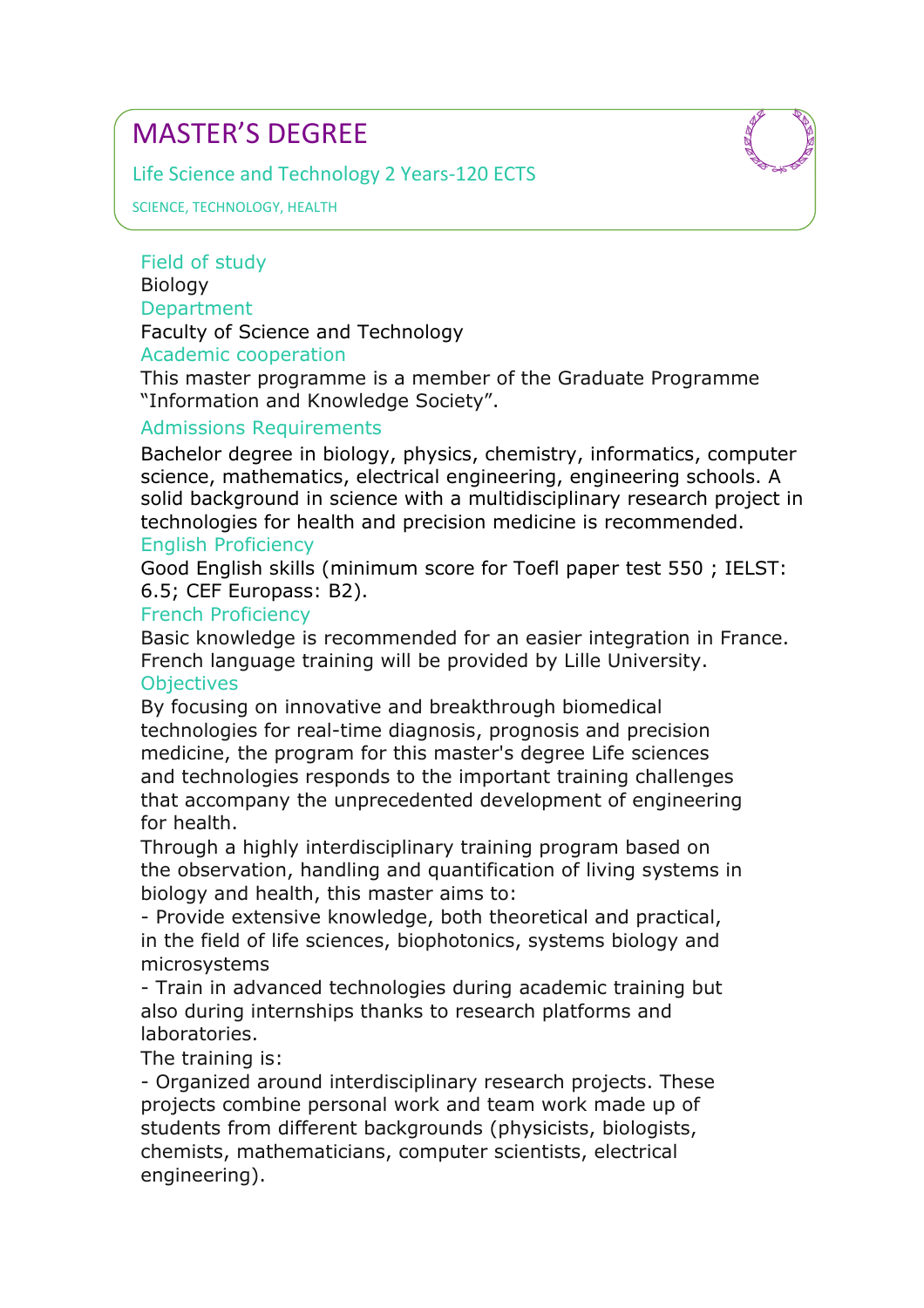# MASTER'S DEGREE

Life Science and Technology 2 Years-120 ECTS

SCIENCE, TECHNOLOGY, HEALTH

### Field of study

Biology

### Department

Faculty of Science and Technology

### Academic cooperation

This master programme is a member of the Graduate Programme "Information and Knowledge Society".

### Admissions Requirements

Bachelor degree in biology, physics, chemistry, informatics, computer science, mathematics, electrical engineering, engineering schools. A solid background in science with a multidisciplinary research project in technologies for health and precision medicine is recommended.

### English Proficiency

Good English skills (minimum score for Toefl paper test 550 ; IELST: 6.5; CEF Europass: B2).

### French Proficiency

Basic knowledge is recommended for an easier integration in France. French language training will be provided by Lille University.

### Objectives

By focusing on innovative and breakthrough biomedical technologies for real-time diagnosis, prognosis and precision medicine, the program for this master's degree Life sciences and technologies responds to the important training challenges that accompany the unprecedented development of engineering for health.

Through a highly interdisciplinary training program based on the observation, handling and quantification of living systems in biology and health, this master aims to:

- Provide extensive knowledge, both theoretical and practical, in the field of life sciences, biophotonics, systems biology and microsystems
- Train in advanced technologies during academic training but also during internships thanks to research platforms and laboratories.

The training is:

- Organized around interdisciplinary research projects. These projects combine personal work and team work made up of students from different backgrounds (physicists, biologists, chemists, mathematicians, computer scientists, electrical engineering).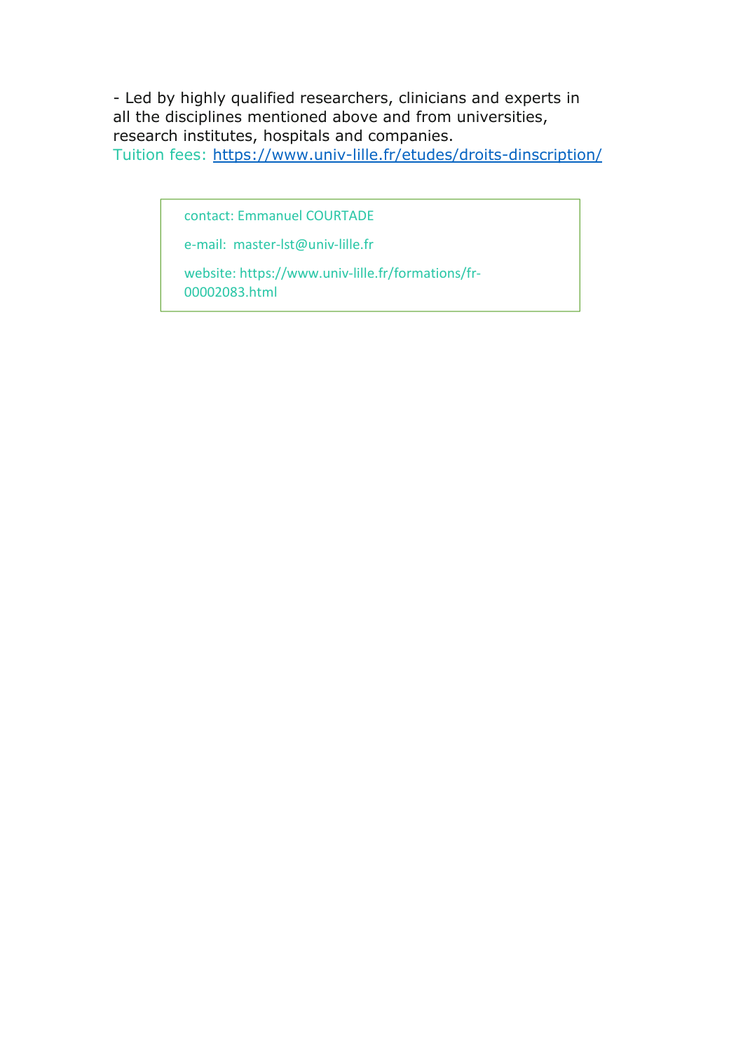- Led by highly qualified researchers, clinicians and experts in all the disciplines mentioned above and from universities, research institutes, hospitals and companies.

Tuition fees: [https://www.univ-lille.fr/etudes/droits-dinscription/](https://www.univ-lille.fr/etudes/droits-dinscription/)

contact: Emmanuel COURTADE

e-mail: master-lst@univ-lille.fr

website: https://www.univ-lille.fr/formations/fr-00002083.html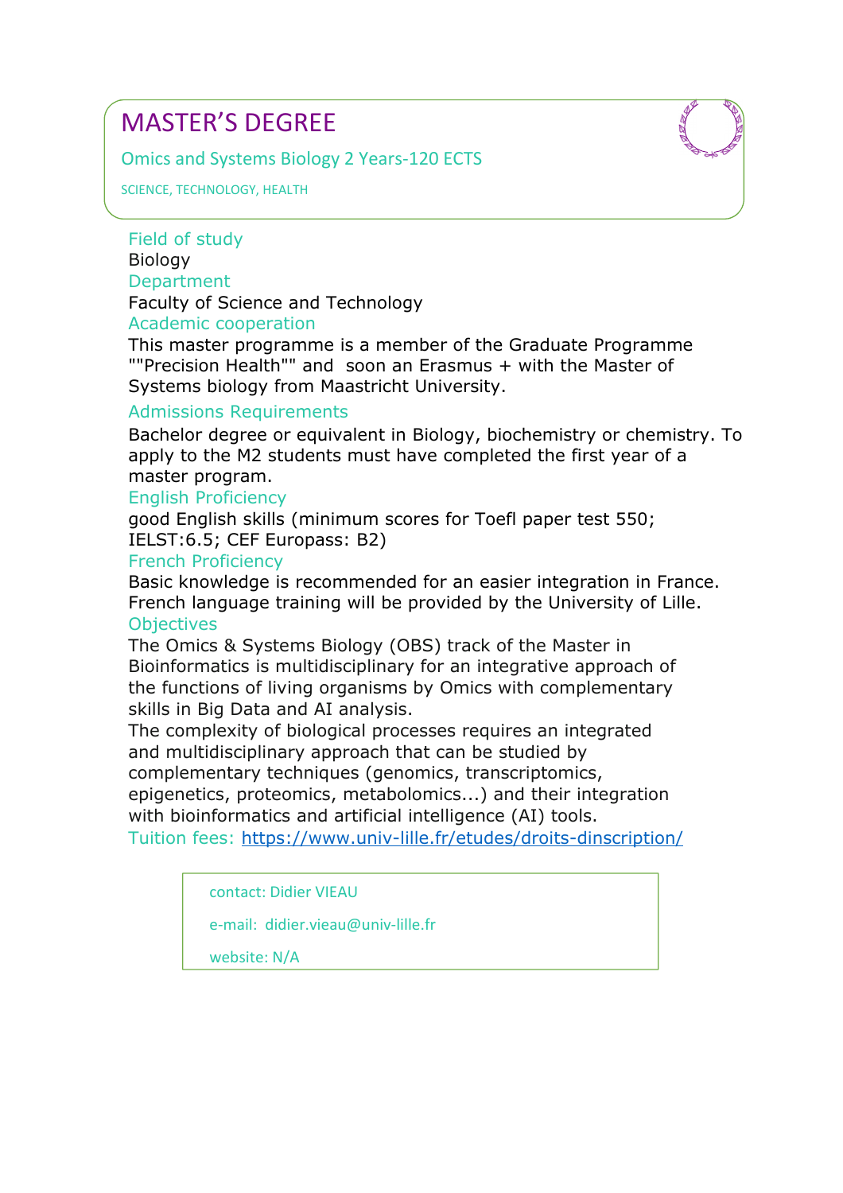# MASTER'S DEGREE

## Omics and Systems Biology 2 Years-120 ECTS

SCIENCE, TECHNOLOGY, HEALTH

### Field of study

Biology

### Department

Faculty of Science and Technology

### Academic cooperation

This master programme is a member of the Graduate Programme ""Precision Health"" and  soon an Erasmus + with the Master of Systems biology from Maastricht University.

### Admissions Requirements

Bachelor degree or equivalent in Biology, biochemistry or chemistry. To apply to the M2 students must have completed the first year of a master program.

### English Proficiency

good English skills (minimum scores for Toefl paper test 550; IELST:6.5; CEF Europass: B2)

### French Proficiency

Basic knowledge is recommended for an easier integration in France. French language training will be provided by the University of Lille.

### Objectives

The Omics & Systems Biology (OBS) track of the Master in Bioinformatics is multidisciplinary for an integrative approach of the functions of living organisms by Omics with complementary skills in Big Data and AI analysis.

The complexity of biological processes requires an integrated and multidisciplinary approach that can be studied by complementary techniques (genomics, transcriptomics, epigenetics, proteomics, metabolomics...) and their integration with bioinformatics and artificial intelligence (AI) tools.

Tuition fees: https://www.univ-lille.fr/etudes/droits-dinscription/

contact: Didier VIEAU

e-mail: didier.vieau@univ-lille.fr

website: N/A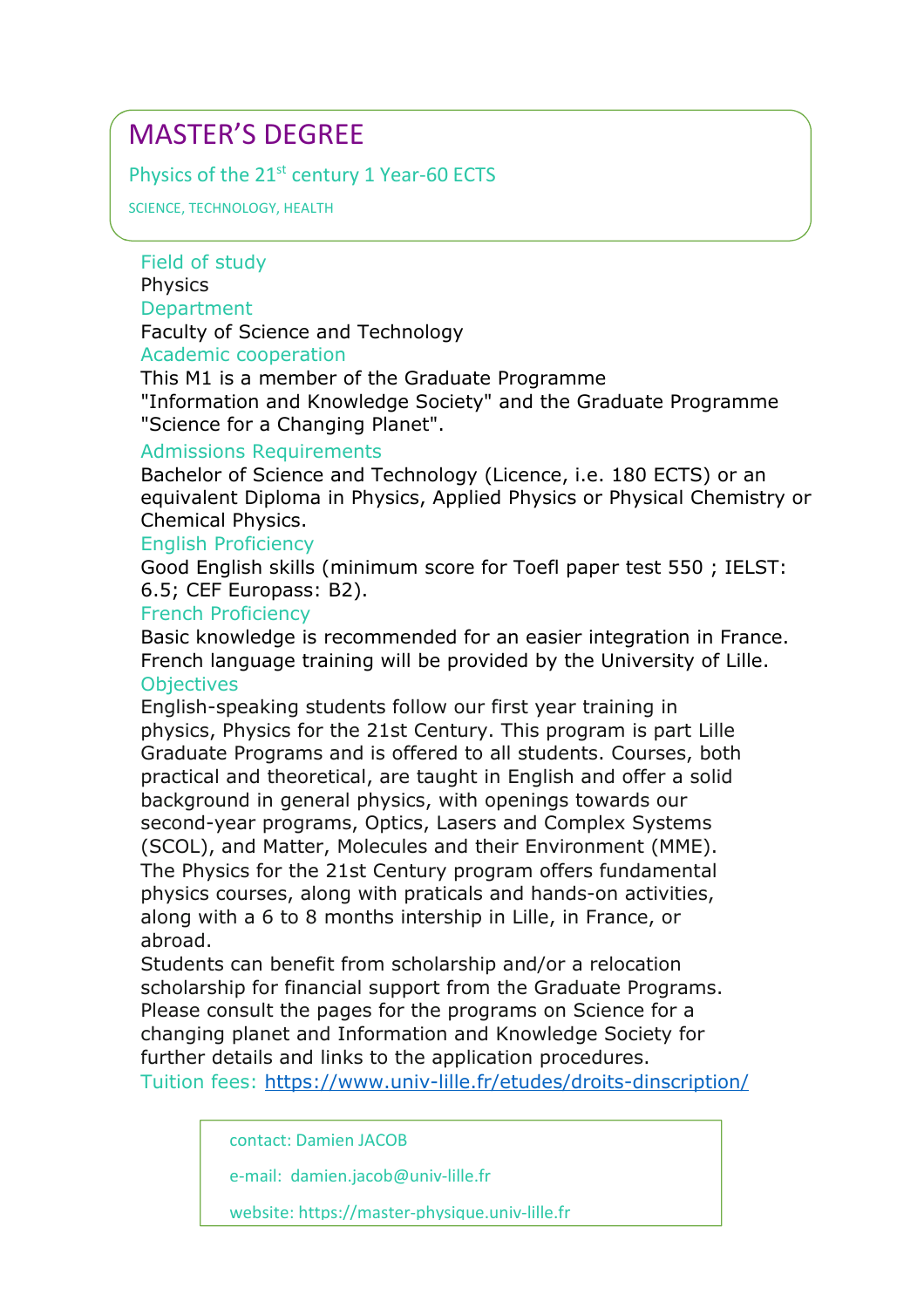# MASTER'S DEGREE

## Physics of the 21st century 1 Year-60 ECTS

SCIENCE, TECHNOLOGY, HEALTH

### Field of study

Physics

### Department

Faculty of Science and Technology

### Academic cooperation

This M1 is a member of the Graduate Programme "Information and Knowledge Society" and the Graduate Programme "Science for a Changing Planet".

### Admissions Requirements

Bachelor of Science and Technology (Licence, i.e. 180 ECTS) or an equivalent Diploma in Physics, Applied Physics or Physical Chemistry or Chemical Physics.

### English Proficiency

Good English skills (minimum score for Toefl paper test 550 ; IELST: 6.5; CEF Europass: B2).

### French Proficiency

Basic knowledge is recommended for an easier integration in France. French language training will be provided by the University of Lille.

### Objectives

English-speaking students follow our first year training in physics, Physics for the 21st Century. This program is part Lille Graduate Programs and is offered to all students. Courses, both practical and theoretical, are taught in English and offer a solid background in general physics, with openings towards our second-year programs, Optics, Lasers and Complex Systems (SCOL), and Matter, Molecules and their Environment (MME). The Physics for the 21st Century program offers fundamental physics courses, along with praticals and hands-on activities, along with a 6 to 8 months intership in Lille, in France, or abroad.

Students can benefit from scholarship and/or a relocation scholarship for financial support from the Graduate Programs. Please consult the pages for the programs on Science for a changing planet and Information and Knowledge Society for further details and links to the application procedures.

Tuition fees: https://www.univ-lille.fr/etudes/droits-dinscription/

contact: Damien JACOB

e-mail: damien.jacob@univ-lille.fr

website: https://master-physique.univ-lille.fr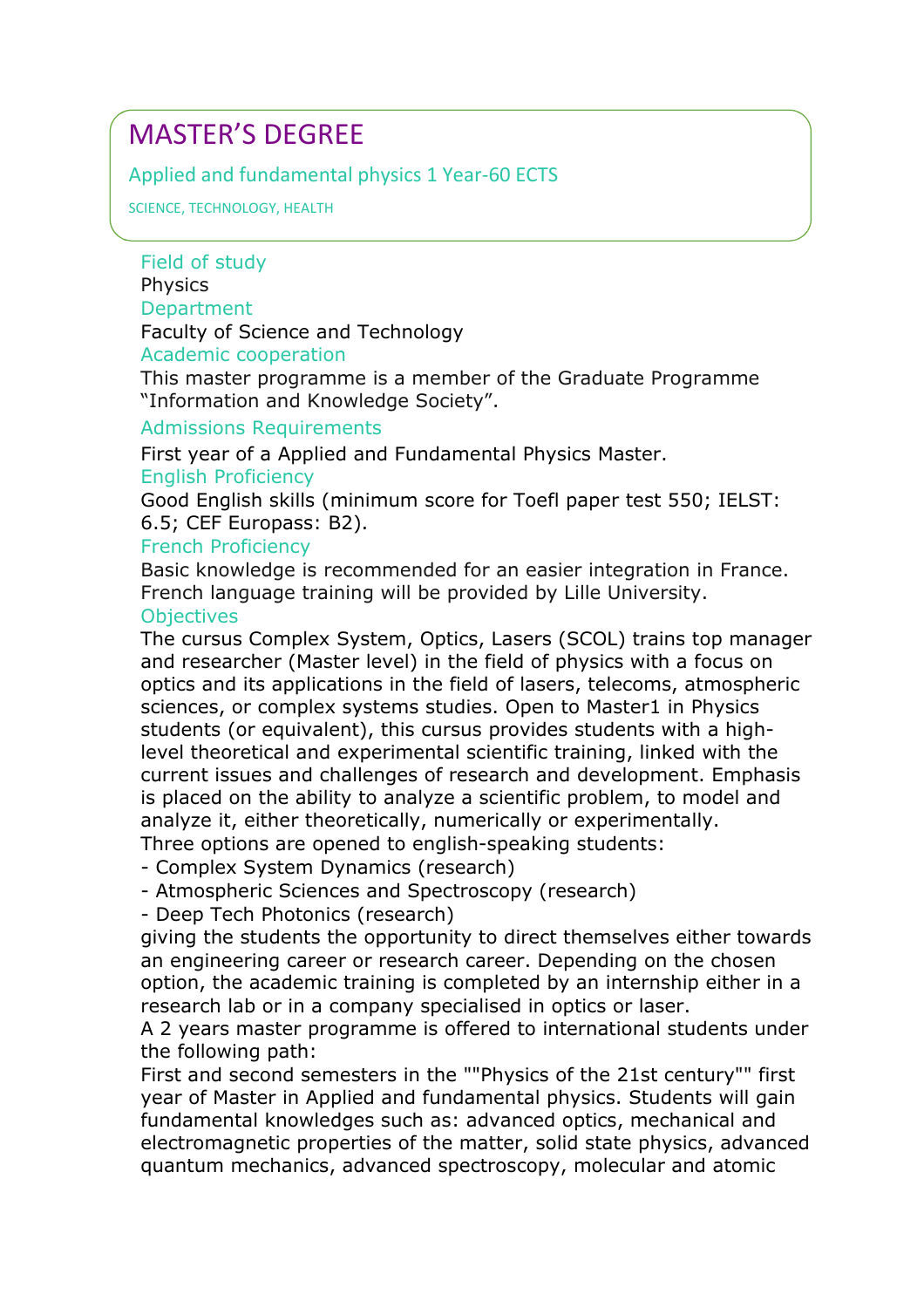# MASTER'S DEGREE

## Applied and fundamental physics 1 Year-60 ECTS

SCIENCE, TECHNOLOGY, HEALTH

### Field of study

Physics

### Department

Faculty of Science and Technology

### Academic cooperation

This master programme is a member of the Graduate Programme "Information and Knowledge Society".

### Admissions Requirements

First year of a Applied and Fundamental Physics Master.

### English Proficiency

Good English skills (minimum score for Toefl paper test 550; IELST: 6.5; CEF Europass: B2).

### French Proficiency

Basic knowledge is recommended for an easier integration in France. French language training will be provided by Lille University.

### Objectives

The cursus Complex System, Optics, Lasers (SCOL) trains top manager and researcher (Master level) in the field of physics with a focus on optics and its applications in the field of lasers, telecoms, atmospheric sciences, or complex systems studies. Open to Master1 in Physics students (or equivalent), this cursus provides students with a high-level theoretical and experimental scientific training, linked with the current issues and challenges of research and development. Emphasis is placed on the ability to analyze a scientific problem, to model and analyze it, either theoretically, numerically or experimentally.

Three options are opened to english-speaking students:

- Complex System Dynamics (research)
- Atmospheric Sciences and Spectroscopy (research)
- Deep Tech Photonics (research)

giving the students the opportunity to direct themselves either towards an engineering career or research career. Depending on the chosen option, the academic training is completed by an internship either in a research lab or in a company specialised in optics or laser.

A 2 years master programme is offered to international students under the following path:

First and second semesters in the ""Physics of the 21st century"" first year of Master in Applied and fundamental physics. Students will gain fundamental knowledges such as: advanced optics, mechanical and electromagnetic properties of the matter, solid state physics, advanced quantum mechanics, advanced spectroscopy, molecular and atomic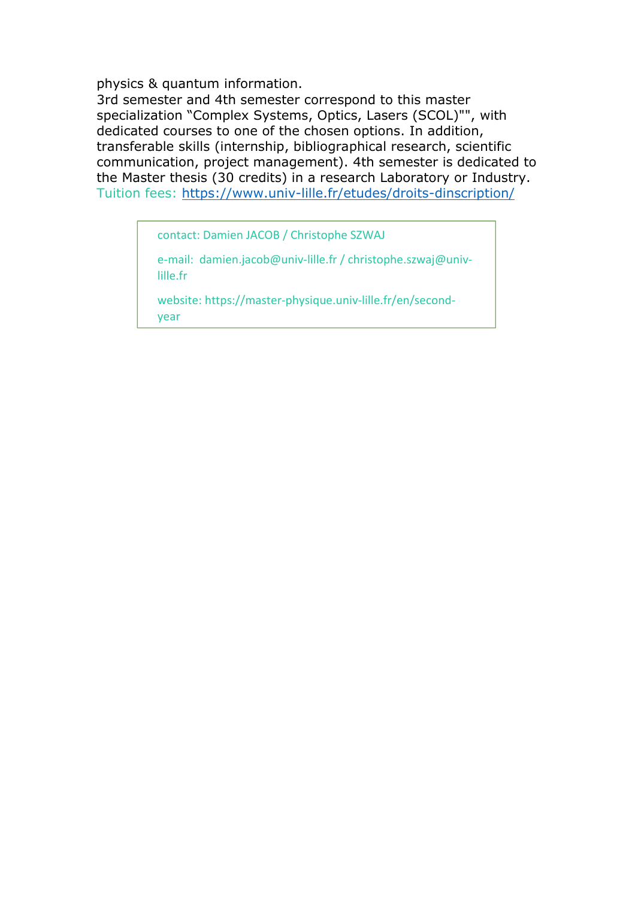physics & quantum information.
3rd semester and 4th semester correspond to this master specialization “Complex Systems, Optics, Lasers (SCOL)"", with dedicated courses to one of the chosen options. In addition, transferable skills (internship, bibliographical research, scientific communication, project management). 4th semester is dedicated to the Master thesis (30 credits) in a research Laboratory or Industry.
Tuition fees: https://www.univ-lille.fr/etudes/droits-dinscription/

contact: Damien JACOB / Christophe SZWAJ

e-mail: damien.jacob@univ-lille.fr / christophe.szwaj@univ-lille.fr

website: https://master-physique.univ-lille.fr/en/second-year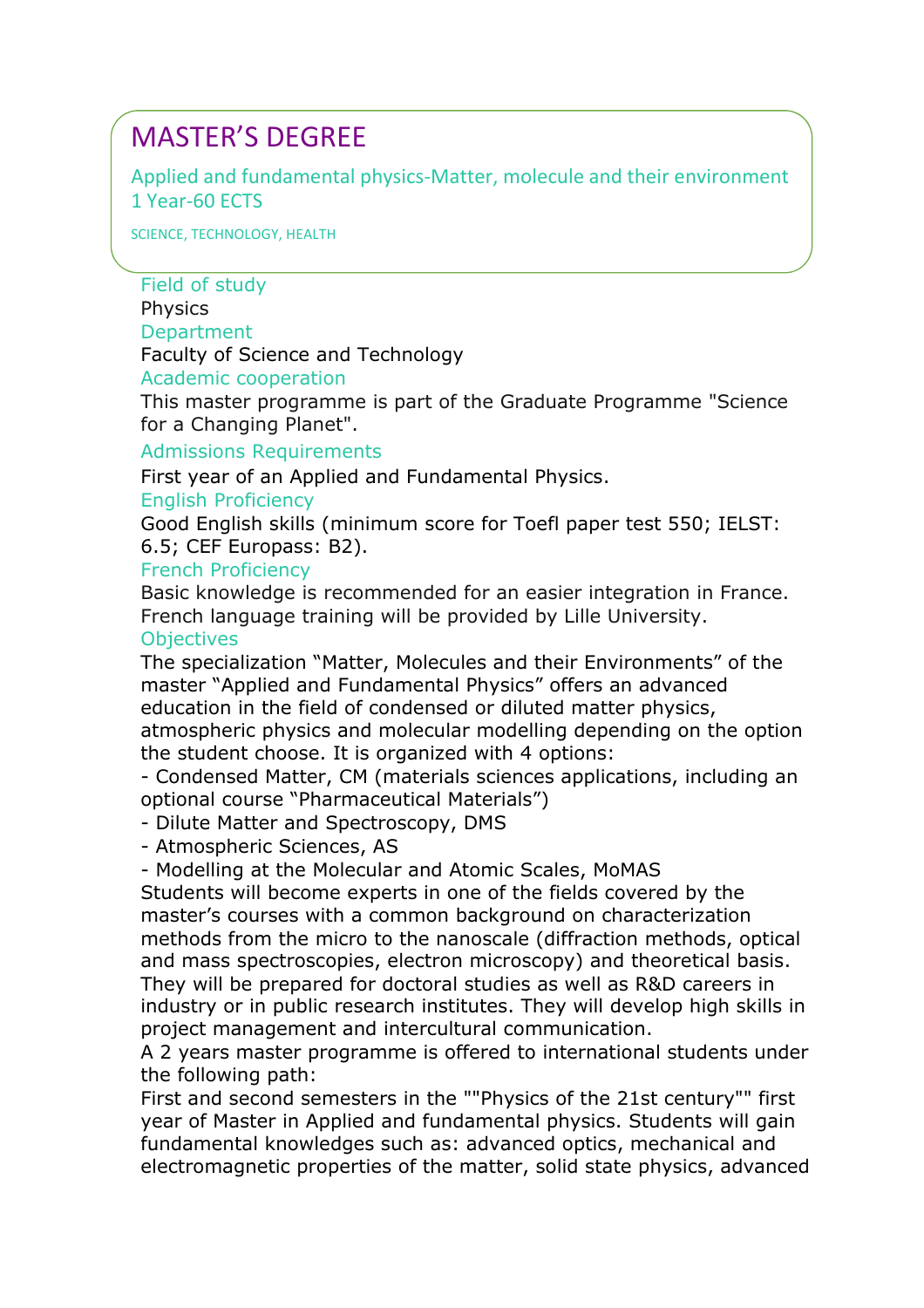# MASTER'S DEGREE

Applied and fundamental physics-Matter, molecule and their environment
1 Year-60 ECTS

SCIENCE, TECHNOLOGY, HEALTH

### Field of study

Physics

### Department

Faculty of Science and Technology

### Academic cooperation

This master programme is part of the Graduate Programme "Science for a Changing Planet".

### Admissions Requirements

First year of an Applied and Fundamental Physics.

### English Proficiency

Good English skills (minimum score for Toefl paper test 550; IELST: 6.5; CEF Europass: B2).

### French Proficiency

Basic knowledge is recommended for an easier integration in France. French language training will be provided by Lille University.

### Objectives

The specialization "Matter, Molecules and their Environments" of the master "Applied and Fundamental Physics" offers an advanced education in the field of condensed or diluted matter physics, atmospheric physics and molecular modelling depending on the option the student choose. It is organized with 4 options:

- Condensed Matter, CM (materials sciences applications, including an optional course "Pharmaceutical Materials")
- Dilute Matter and Spectroscopy, DMS
- Atmospheric Sciences, AS
- Modelling at the Molecular and Atomic Scales, MoMAS

Students will become experts in one of the fields covered by the master's courses with a common background on characterization methods from the micro to the nanoscale (diffraction methods, optical and mass spectroscopies, electron microscopy) and theoretical basis. They will be prepared for doctoral studies as well as R&D careers in industry or in public research institutes. They will develop high skills in project management and intercultural communication.

A 2 years master programme is offered to international students under the following path:

First and second semesters in the ""Physics of the 21st century"" first year of Master in Applied and fundamental physics. Students will gain fundamental knowledges such as: advanced optics, mechanical and electromagnetic properties of the matter, solid state physics, advanced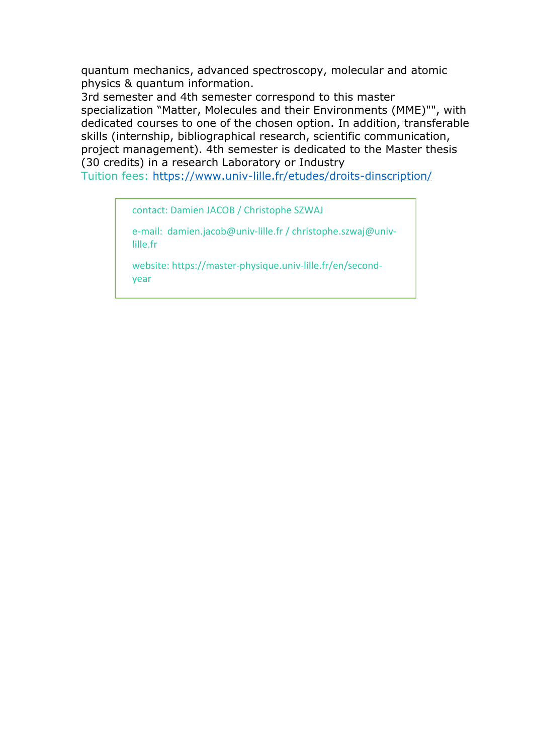quantum mechanics, advanced spectroscopy, molecular and atomic physics & quantum information.
3rd semester and 4th semester correspond to this master specialization "Matter, Molecules and their Environments (MME)"", with dedicated courses to one of the chosen option. In addition, transferable skills (internship, bibliographical research, scientific communication, project management). 4th semester is dedicated to the Master thesis (30 credits) in a research Laboratory or Industry
Tuition fees: https://www.univ-lille.fr/etudes/droits-dinscription/

contact: Damien JACOB / Christophe SZWAJ

e-mail: damien.jacob@univ-lille.fr / christophe.szwaj@univ-lille.fr

website: https://master-physique.univ-lille.fr/en/second-year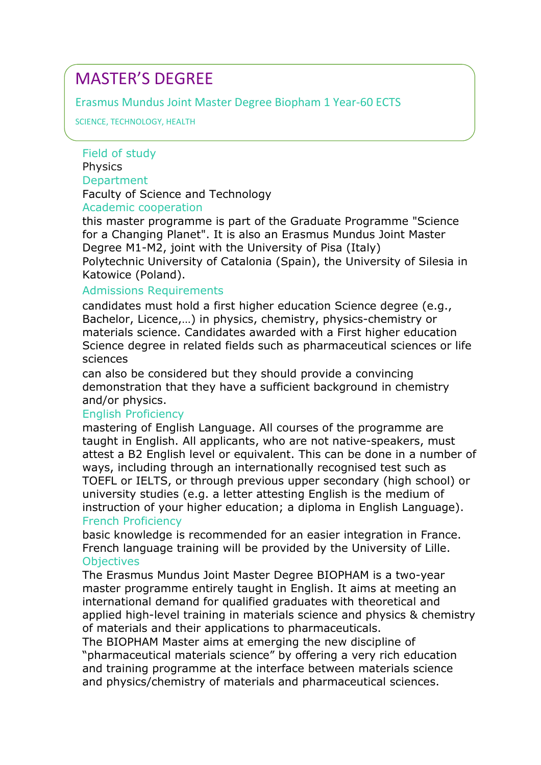# MASTER'S DEGREE

## Erasmus Mundus Joint Master Degree Biopham 1 Year-60 ECTS

SCIENCE, TECHNOLOGY, HEALTH

### Field of study

Physics

### Department

Faculty of Science and Technology

### Academic cooperation

this master programme is part of the Graduate Programme "Science for a Changing Planet". It is also an Erasmus Mundus Joint Master Degree M1-M2, joint with the University of Pisa (Italy) Polytechnic University of Catalonia (Spain), the University of Silesia in Katowice (Poland).

### Admissions Requirements

candidates must hold a first higher education Science degree (e.g., Bachelor, Licence,…) in physics, chemistry, physics-chemistry or materials science. Candidates awarded with a First higher education Science degree in related fields such as pharmaceutical sciences or life sciences

can also be considered but they should provide a convincing demonstration that they have a sufficient background in chemistry and/or physics.

### English Proficiency

mastering of English Language. All courses of the programme are taught in English. All applicants, who are not native-speakers, must attest a B2 English level or equivalent. This can be done in a number of ways, including through an internationally recognised test such as TOEFL or IELTS, or through previous upper secondary (high school) or university studies (e.g. a letter attesting English is the medium of instruction of your higher education; a diploma in English Language).

### French Proficiency

basic knowledge is recommended for an easier integration in France. French language training will be provided by the University of Lille.

### Objectives

The Erasmus Mundus Joint Master Degree BIOPHAM is a two-year master programme entirely taught in English. It aims at meeting an international demand for qualified graduates with theoretical and applied high-level training in materials science and physics & chemistry of materials and their applications to pharmaceuticals.

The BIOPHAM Master aims at emerging the new discipline of "pharmaceutical materials science" by offering a very rich education and training programme at the interface between materials science and physics/chemistry of materials and pharmaceutical sciences.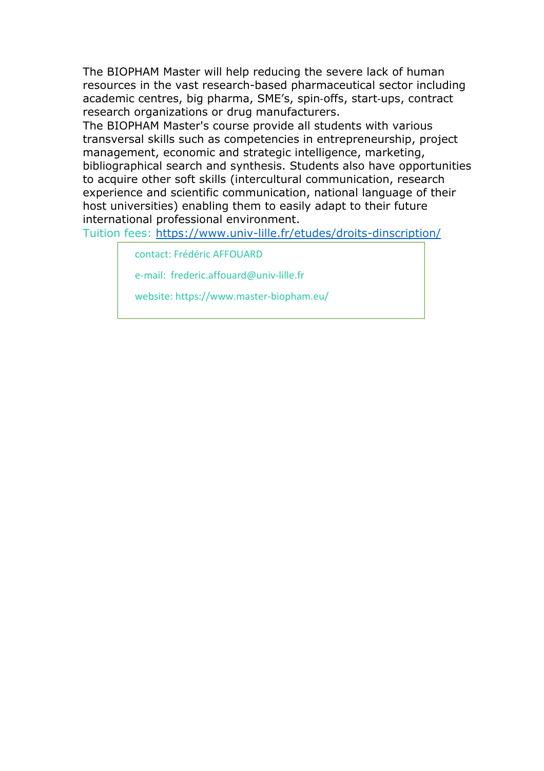The BIOPHAM Master will help reducing the severe lack of human resources in the vast research-based pharmaceutical sector including academic centres, big pharma, SME’s, spin-offs, start-ups, contract research organizations or drug manufacturers.

The BIOPHAM Master's course provide all students with various transversal skills such as competencies in entrepreneurship, project management, economic and strategic intelligence, marketing, bibliographical search and synthesis. Students also have opportunities to acquire other soft skills (intercultural communication, research experience and scientific communication, national language of their host universities) enabling them to easily adapt to their future international professional environment.

Tuition fees: https://www.univ-lille.fr/etudes/droits-dinscription/

contact: Frédéric AFFOUARD

e-mail: frederic.affouard@univ-lille.fr

website: https://www.master-biopham.eu/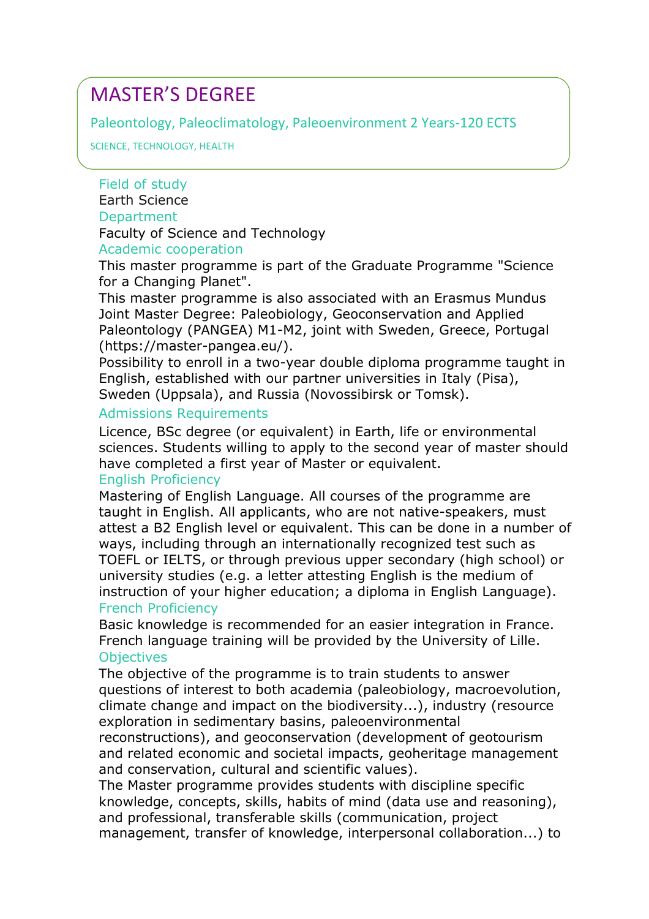# MASTER'S DEGREE

## Paleontology, Paleoclimatology, Paleoenvironment 2 Years-120 ECTS

SCIENCE, TECHNOLOGY, HEALTH

### Field of study

Earth Science

### Department

Faculty of Science and Technology

### Academic cooperation

This master programme is part of the Graduate Programme "Science for a Changing Planet".

This master programme is also associated with an Erasmus Mundus Joint Master Degree: Paleobiology, Geoconservation and Applied Paleontology (PANGEA) M1-M2, joint with Sweden, Greece, Portugal (https://master-pangea.eu/).

Possibility to enroll in a two-year double diploma programme taught in English, established with our partner universities in Italy (Pisa), Sweden (Uppsala), and Russia (Novossibirsk or Tomsk).

### Admissions Requirements

Licence, BSc degree (or equivalent) in Earth, life or environmental sciences. Students willing to apply to the second year of master should have completed a first year of Master or equivalent.

### English Proficiency

Mastering of English Language. All courses of the programme are taught in English. All applicants, who are not native-speakers, must attest a B2 English level or equivalent. This can be done in a number of ways, including through an internationally recognized test such as TOEFL or IELTS, or through previous upper secondary (high school) or university studies (e.g. a letter attesting English is the medium of instruction of your higher education; a diploma in English Language).

### French Proficiency

Basic knowledge is recommended for an easier integration in France. French language training will be provided by the University of Lille.

### Objectives

The objective of the programme is to train students to answer questions of interest to both academia (paleobiology, macroevolution, climate change and impact on the biodiversity...), industry (resource exploration in sedimentary basins, paleoenvironmental reconstructions), and geoconservation (development of geotourism and related economic and societal impacts, geoheritage management and conservation, cultural and scientific values).

The Master programme provides students with discipline specific knowledge, concepts, skills, habits of mind (data use and reasoning), and professional, transferable skills (communication, project management, transfer of knowledge, interpersonal collaboration...) to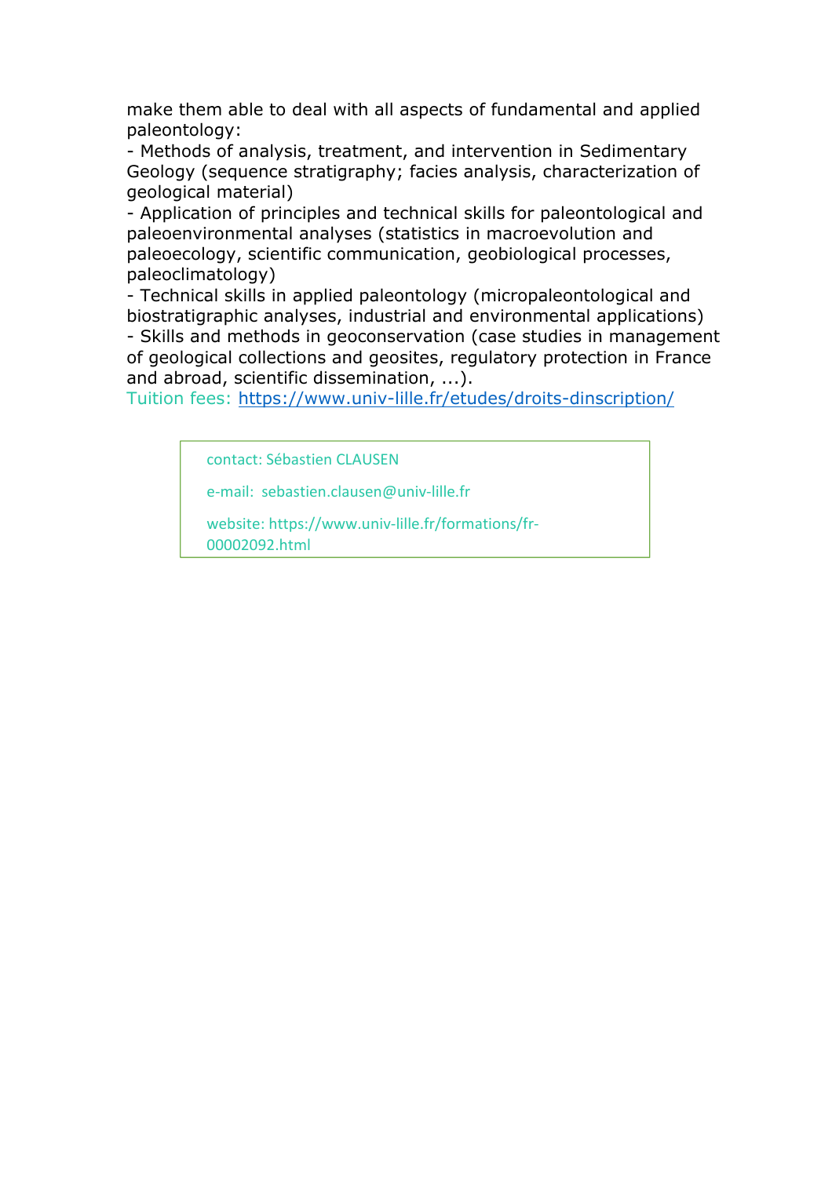make them able to deal with all aspects of fundamental and applied paleontology:

- Methods of analysis, treatment, and intervention in Sedimentary Geology (sequence stratigraphy; facies analysis, characterization of geological material)
- Application of principles and technical skills for paleontological and paleoenvironmental analyses (statistics in macroevolution and paleoecology, scientific communication, geobiological processes, paleoclimatology)
- Technical skills in applied paleontology (micropaleontological and biostratigraphic analyses, industrial and environmental applications)
- Skills and methods in geoconservation (case studies in management of geological collections and geosites, regulatory protection in France and abroad, scientific dissemination, ...).

Tuition fees: https://www.univ-lille.fr/etudes/droits-dinscription/

contact: Sébastien CLAUSEN

e-mail: sebastien.clausen@univ-lille.fr

website: https://www.univ-lille.fr/formations/fr-00002092.html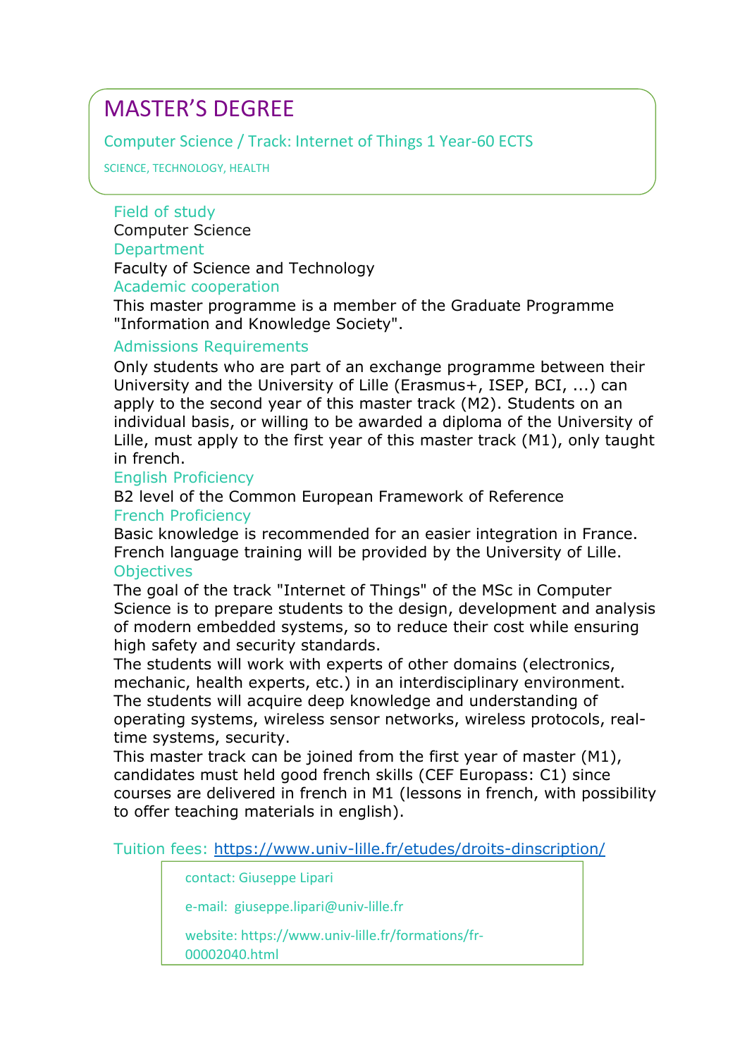# MASTER'S DEGREE

## Computer Science / Track: Internet of Things 1 Year-60 ECTS

SCIENCE, TECHNOLOGY, HEALTH

### Field of study

Computer Science

### Department

Faculty of Science and Technology

### Academic cooperation

This master programme is a member of the Graduate Programme "Information and Knowledge Society".

### Admissions Requirements

Only students who are part of an exchange programme between their University and the University of Lille (Erasmus+, ISEP, BCI, ...) can apply to the second year of this master track (M2). Students on an individual basis, or willing to be awarded a diploma of the University of Lille, must apply to the first year of this master track (M1), only taught in french.

### English Proficiency

B2 level of the Common European Framework of Reference

### French Proficiency

Basic knowledge is recommended for an easier integration in France. French language training will be provided by the University of Lille.

### Objectives

The goal of the track "Internet of Things" of the MSc in Computer Science is to prepare students to the design, development and analysis of modern embedded systems, so to reduce their cost while ensuring high safety and security standards.

The students will work with experts of other domains (electronics, mechanic, health experts, etc.) in an interdisciplinary environment.

The students will acquire deep knowledge and understanding of operating systems, wireless sensor networks, wireless protocols, real-time systems, security.

This master track can be joined from the first year of master (M1), candidates must held good french skills (CEF Europass: C1) since courses are delivered in french in M1 (lessons in french, with possibility to offer teaching materials in english).

Tuition fees: https://www.univ-lille.fr/etudes/droits-dinscription/

contact: Giuseppe Lipari

e-mail: giuseppe.lipari@univ-lille.fr

website: https://www.univ-lille.fr/formations/fr-00002040.html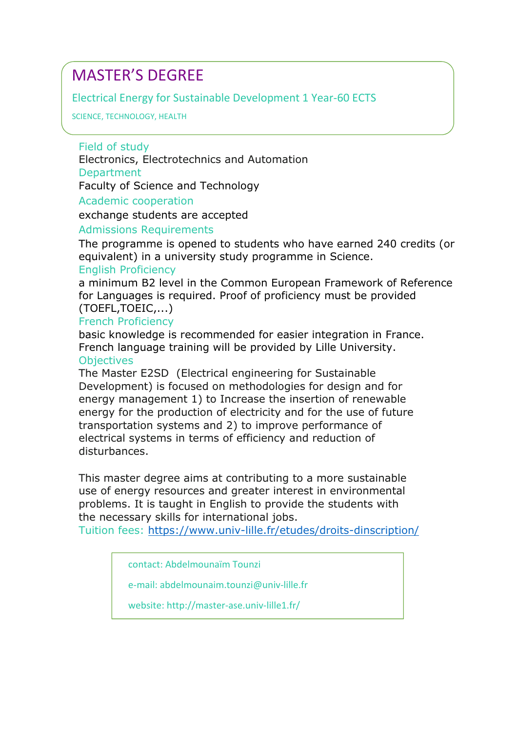# MASTER'S DEGREE

## Electrical Energy for Sustainable Development 1 Year-60 ECTS

SCIENCE, TECHNOLOGY, HEALTH

### Field of study

Electronics, Electrotechnics and Automation

### Department

Faculty of Science and Technology

### Academic cooperation

exchange students are accepted

### Admissions Requirements

The programme is opened to students who have earned 240 credits (or equivalent) in a university study programme in Science.

### English Proficiency

a minimum B2 level in the Common European Framework of Reference for Languages is required. Proof of proficiency must be provided (TOEFL,TOEIC,...)

### French Proficiency

basic knowledge is recommended for easier integration in France. French language training will be provided by Lille University.

### Objectives

The Master E2SD (Electrical engineering for Sustainable Development) is focused on methodologies for design and for energy management 1) to Increase the insertion of renewable energy for the production of electricity and for the use of future transportation systems and 2) to improve performance of electrical systems in terms of efficiency and reduction of disturbances.

This master degree aims at contributing to a more sustainable use of energy resources and greater interest in environmental problems. It is taught in English to provide the students with the necessary skills for international jobs.

Tuition fees: https://www.univ-lille.fr/etudes/droits-dinscription/

contact: Abdelmounaïm Tounzi

e-mail: abdelmounaim.tounzi@univ-lille.fr

website: http://master-ase.univ-lille1.fr/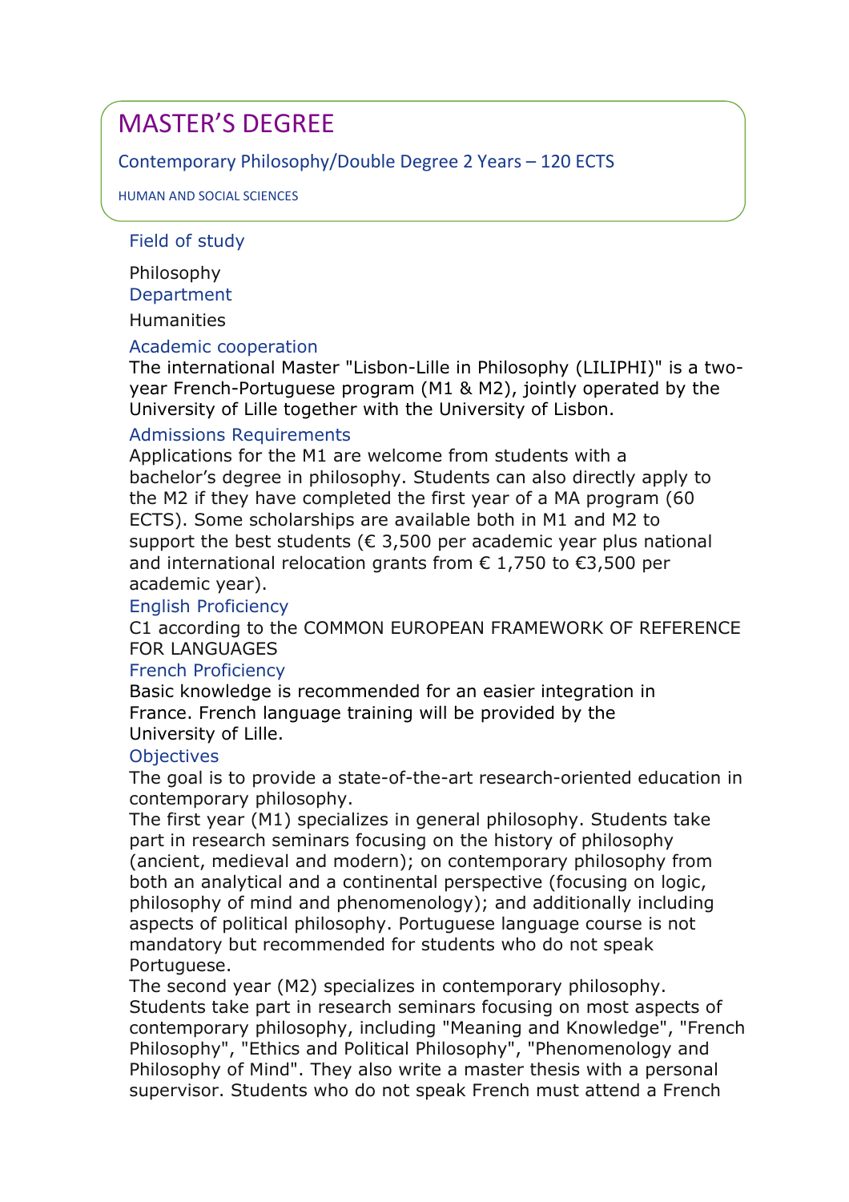# MASTER'S DEGREE

## Contemporary Philosophy/Double Degree 2 Years – 120 ECTS

HUMAN AND SOCIAL SCIENCES

### Field of study

Philosophy

### Department

Humanities

### Academic cooperation

The international Master "Lisbon-Lille in Philosophy (LILIPHI)" is a two-year French-Portuguese program (M1 & M2), jointly operated by the University of Lille together with the University of Lisbon.

### Admissions Requirements

Applications for the M1 are welcome from students with a bachelor's degree in philosophy. Students can also directly apply to the M2 if they have completed the first year of a MA program (60 ECTS). Some scholarships are available both in M1 and M2 to support the best students (€ 3,500 per academic year plus national and international relocation grants from € 1,750 to €3,500 per academic year).

### English Proficiency

C1 according to the COMMON EUROPEAN FRAMEWORK OF REFERENCE FOR LANGUAGES

### French Proficiency

Basic knowledge is recommended for an easier integration in France. French language training will be provided by the University of Lille.

### Objectives

The goal is to provide a state-of-the-art research-oriented education in contemporary philosophy.

The first year (M1) specializes in general philosophy. Students take part in research seminars focusing on the history of philosophy (ancient, medieval and modern); on contemporary philosophy from both an analytical and a continental perspective (focusing on logic, philosophy of mind and phenomenology); and additionally including aspects of political philosophy. Portuguese language course is not mandatory but recommended for students who do not speak Portuguese.

The second year (M2) specializes in contemporary philosophy. Students take part in research seminars focusing on most aspects of contemporary philosophy, including "Meaning and Knowledge", "French Philosophy", "Ethics and Political Philosophy", "Phenomenology and Philosophy of Mind". They also write a master thesis with a personal supervisor. Students who do not speak French must attend a French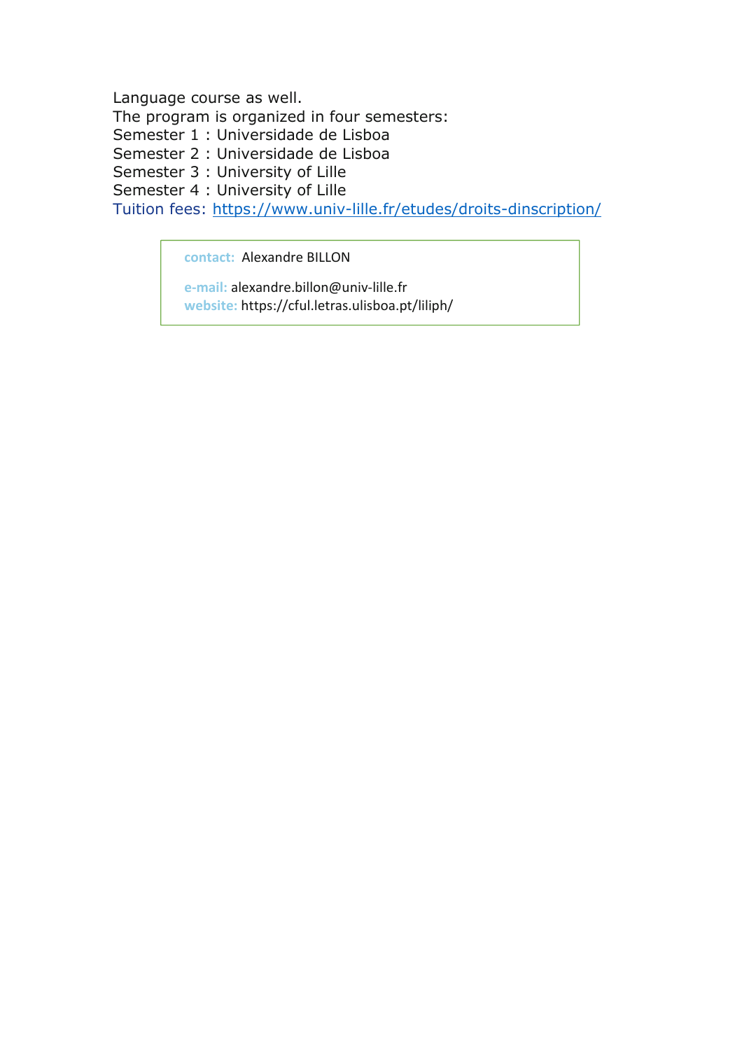Language course as well.
The program is organized in four semesters:
Semester 1 : Universidade de Lisboa
Semester 2 : Universidade de Lisboa
Semester 3 : University of Lille
Semester 4 : University of Lille
Tuition fees: https://www.univ-lille.fr/etudes/droits-dinscription/

contact: Alexandre BILLON

e-mail: alexandre.billon@univ-lille.fr
website: https://cful.letras.ulisboa.pt/liliph/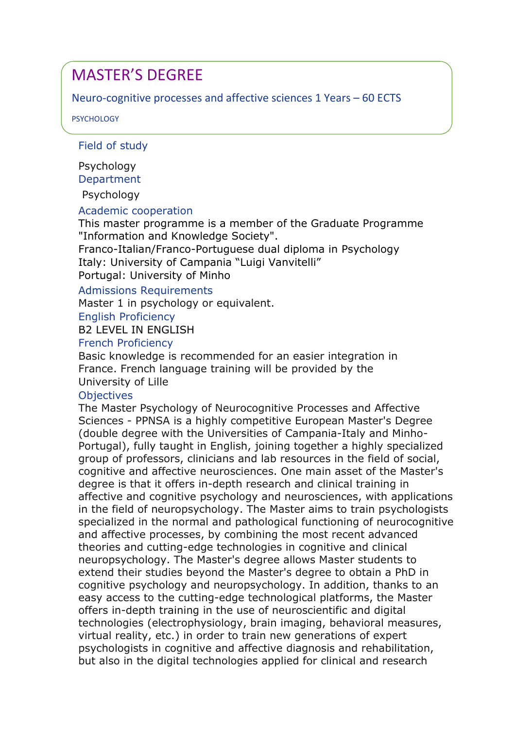# MASTER'S DEGREE

Neuro-cognitive processes and affective sciences 1 Years – 60 ECTS

PSYCHOLOGY

### Field of study

Psychology

### Department

Psychology

### Academic cooperation

This master programme is a member of the Graduate Programme "Information and Knowledge Society".
Franco-Italian/Franco-Portuguese dual diploma in Psychology
Italy: University of Campania "Luigi Vanvitelli"
Portugal: University of Minho

### Admissions Requirements

Master 1 in psychology or equivalent.

### English Proficiency

B2 LEVEL IN ENGLISH

### French Proficiency

Basic knowledge is recommended for an easier integration in France. French language training will be provided by the University of Lille

### Objectives

The Master Psychology of Neurocognitive Processes and Affective Sciences - PPNSA is a highly competitive European Master's Degree (double degree with the Universities of Campania-Italy and Minho-Portugal), fully taught in English, joining together a highly specialized group of professors, clinicians and lab resources in the field of social, cognitive and affective neurosciences. One main asset of the Master's degree is that it offers in-depth research and clinical training in affective and cognitive psychology and neurosciences, with applications in the field of neuropsychology. The Master aims to train psychologists specialized in the normal and pathological functioning of neurocognitive and affective processes, by combining the most recent advanced theories and cutting-edge technologies in cognitive and clinical neuropsychology. The Master's degree allows Master students to extend their studies beyond the Master's degree to obtain a PhD in cognitive psychology and neuropsychology. In addition, thanks to an easy access to the cutting-edge technological platforms, the Master offers in-depth training in the use of neuroscientific and digital technologies (electrophysiology, brain imaging, behavioral measures, virtual reality, etc.) in order to train new generations of expert psychologists in cognitive and affective diagnosis and rehabilitation, but also in the digital technologies applied for clinical and research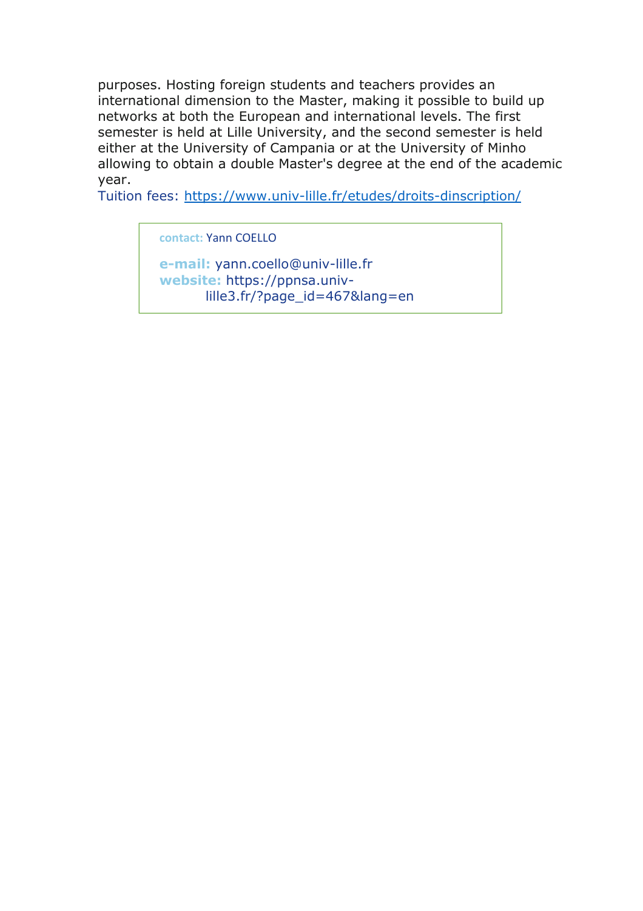purposes. Hosting foreign students and teachers provides an international dimension to the Master, making it possible to build up networks at both the European and international levels. The first semester is held at Lille University, and the second semester is held either at the University of Campania or at the University of Minho allowing to obtain a double Master's degree at the end of the academic year.

Tuition fees: https://www.univ-lille.fr/etudes/droits-dinscription/

> **contact:** Yann COELLO
>
> **e-mail:** yann.coello@univ-lille.fr
> **website:** https://ppnsa.univ-lille3.fr/?page_id=467&lang=en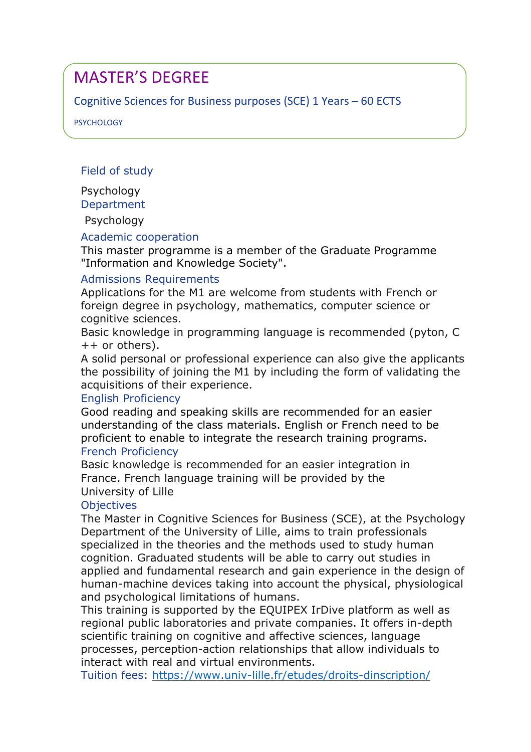# MASTER'S DEGREE

## Cognitive Sciences for Business purposes (SCE) 1 Years – 60 ECTS

PSYCHOLOGY

### Field of study

Psychology

### Department

Psychology

### Academic cooperation

This master programme is a member of the Graduate Programme "Information and Knowledge Society".

### Admissions Requirements

Applications for the M1 are welcome from students with French or foreign degree in psychology, mathematics, computer science or cognitive sciences.

Basic knowledge in programming language is recommended (pyton, C ++ or others).

A solid personal or professional experience can also give the applicants the possibility of joining the M1 by including the form of validating the acquisitions of their experience.

### English Proficiency

Good reading and speaking skills are recommended for an easier understanding of the class materials. English or French need to be proficient to enable to integrate the research training programs.

### French Proficiency

Basic knowledge is recommended for an easier integration in France. French language training will be provided by the University of Lille

### Objectives

The Master in Cognitive Sciences for Business (SCE), at the Psychology Department of the University of Lille, aims to train professionals specialized in the theories and the methods used to study human cognition. Graduated students will be able to carry out studies in applied and fundamental research and gain experience in the design of human-machine devices taking into account the physical, physiological and psychological limitations of humans.

This training is supported by the EQUIPEX IrDive platform as well as regional public laboratories and private companies. It offers in-depth scientific training on cognitive and affective sciences, language processes, perception-action relationships that allow individuals to interact with real and virtual environments.

Tuition fees: https://www.univ-lille.fr/etudes/droits-dinscription/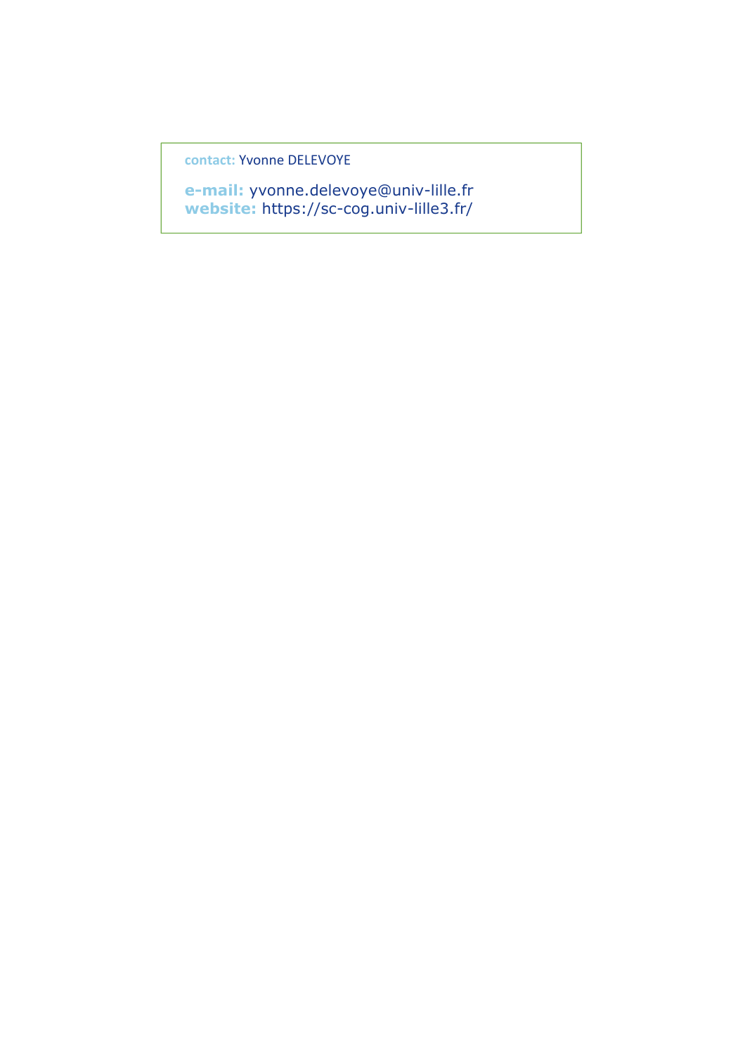**contact:** Yvonne DELEVOYE

**e-mail:** yvonne.delevoye@univ-lille.fr
**website:** https://sc-cog.univ-lille3.fr/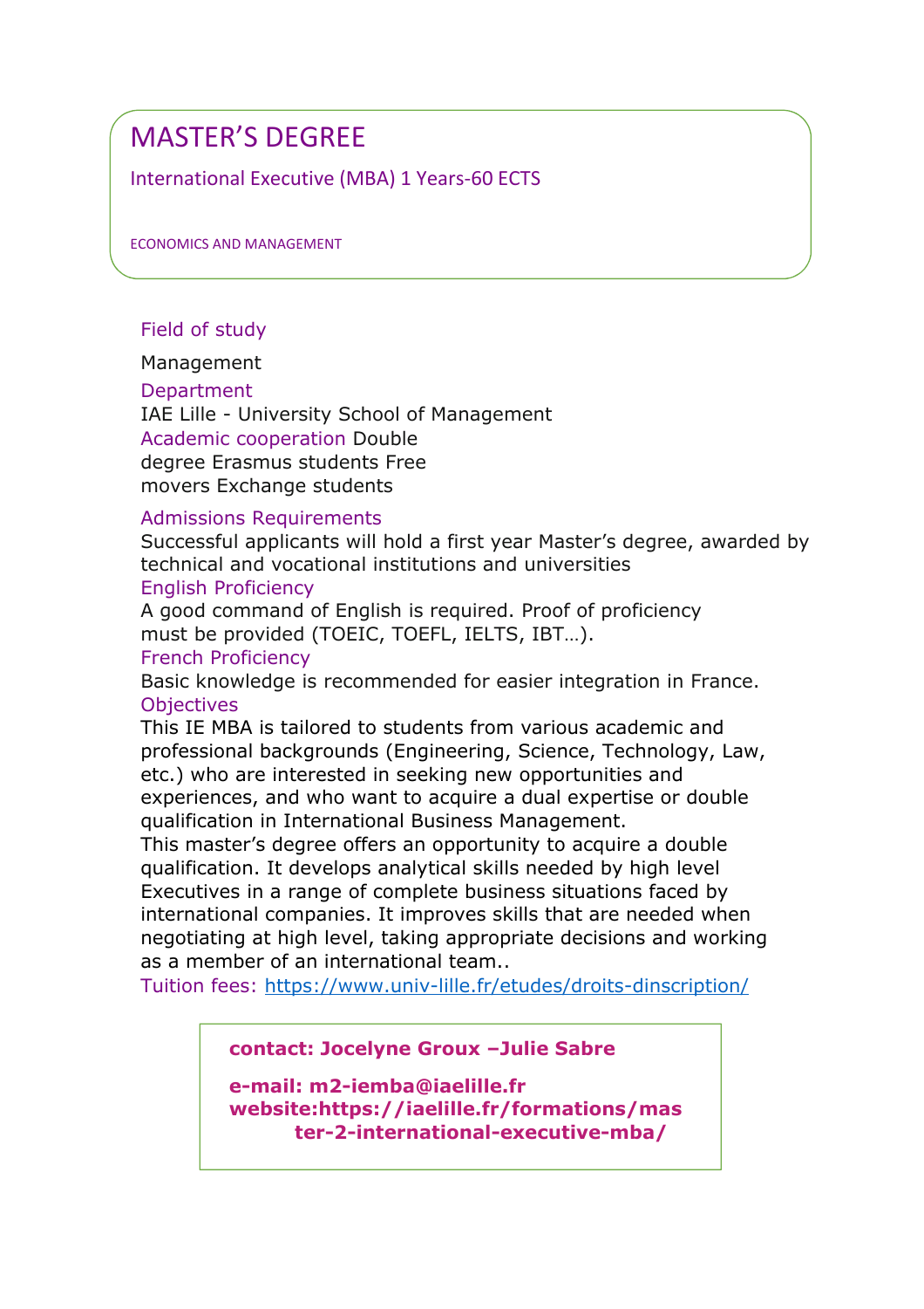# MASTER'S DEGREE

International Executive (MBA) 1 Years-60 ECTS

ECONOMICS AND MANAGEMENT

### Field of study

Management

### Department

IAE Lille - University School of Management

**Academic cooperation** Double degree Erasmus students Free movers Exchange students

### Admissions Requirements

Successful applicants will hold a first year Master's degree, awarded by technical and vocational institutions and universities

### English Proficiency

A good command of English is required. Proof of proficiency must be provided (TOEIC, TOEFL, IELTS, IBT…).

### French Proficiency

Basic knowledge is recommended for easier integration in France.

### Objectives

This IE MBA is tailored to students from various academic and professional backgrounds (Engineering, Science, Technology, Law, etc.) who are interested in seeking new opportunities and experiences, and who want to acquire a dual expertise or double qualification in International Business Management.

This master's degree offers an opportunity to acquire a double qualification. It develops analytical skills needed by high level Executives in a range of complete business situations faced by international companies. It improves skills that are needed when negotiating at high level, taking appropriate decisions and working as a member of an international team..

Tuition fees: https://www.univ-lille.fr/etudes/droits-dinscription/

**contact: Jocelyne Groux –Julie Sabre**

**e-mail: m2-iemba@iaelille.fr**
**website:https://iaelille.fr/formations/master-2-international-executive-mba/**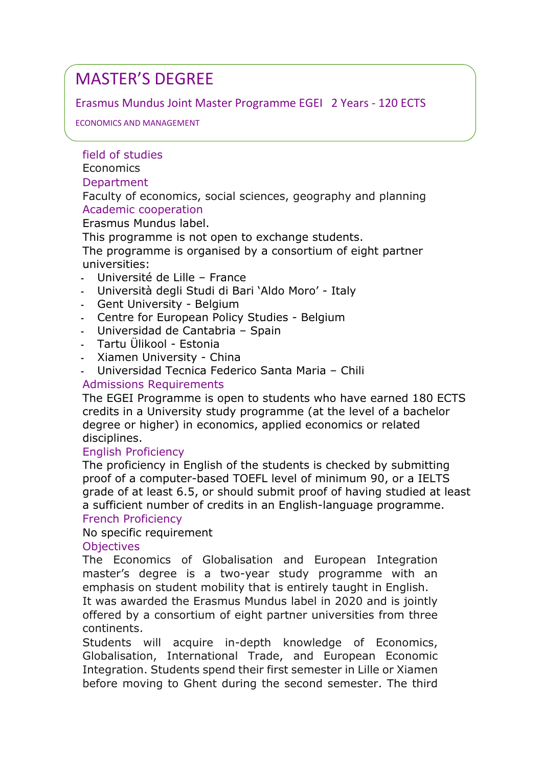# MASTER'S DEGREE

## Erasmus Mundus Joint Master Programme EGEI 2 Years - 120 ECTS

ECONOMICS AND MANAGEMENT

### field of studies

Economics

### Department

Faculty of economics, social sciences, geography and planning

### Academic cooperation

Erasmus Mundus label.

This programme is not open to exchange students.

The programme is organised by a consortium of eight partner universities:

- Université de Lille – France
- Università degli Studi di Bari 'Aldo Moro' - Italy
- Gent University - Belgium
- Centre for European Policy Studies - Belgium
- Universidad de Cantabria – Spain
- Tartu Ülikool - Estonia
- Xiamen University - China
- Universidad Tecnica Federico Santa Maria – Chili

### Admissions Requirements

The EGEI Programme is open to students who have earned 180 ECTS credits in a University study programme (at the level of a bachelor degree or higher) in economics, applied economics or related disciplines.

### English Proficiency

The proficiency in English of the students is checked by submitting proof of a computer-based TOEFL level of minimum 90, or a IELTS grade of at least 6.5, or should submit proof of having studied at least a sufficient number of credits in an English-language programme.

### French Proficiency

No specific requirement

### Objectives

The Economics of Globalisation and European Integration master's degree is a two-year study programme with an emphasis on student mobility that is entirely taught in English.

It was awarded the Erasmus Mundus label in 2020 and is jointly offered by a consortium of eight partner universities from three continents.

Students will acquire in-depth knowledge of Economics, Globalisation, International Trade, and European Economic Integration. Students spend their first semester in Lille or Xiamen before moving to Ghent during the second semester. The third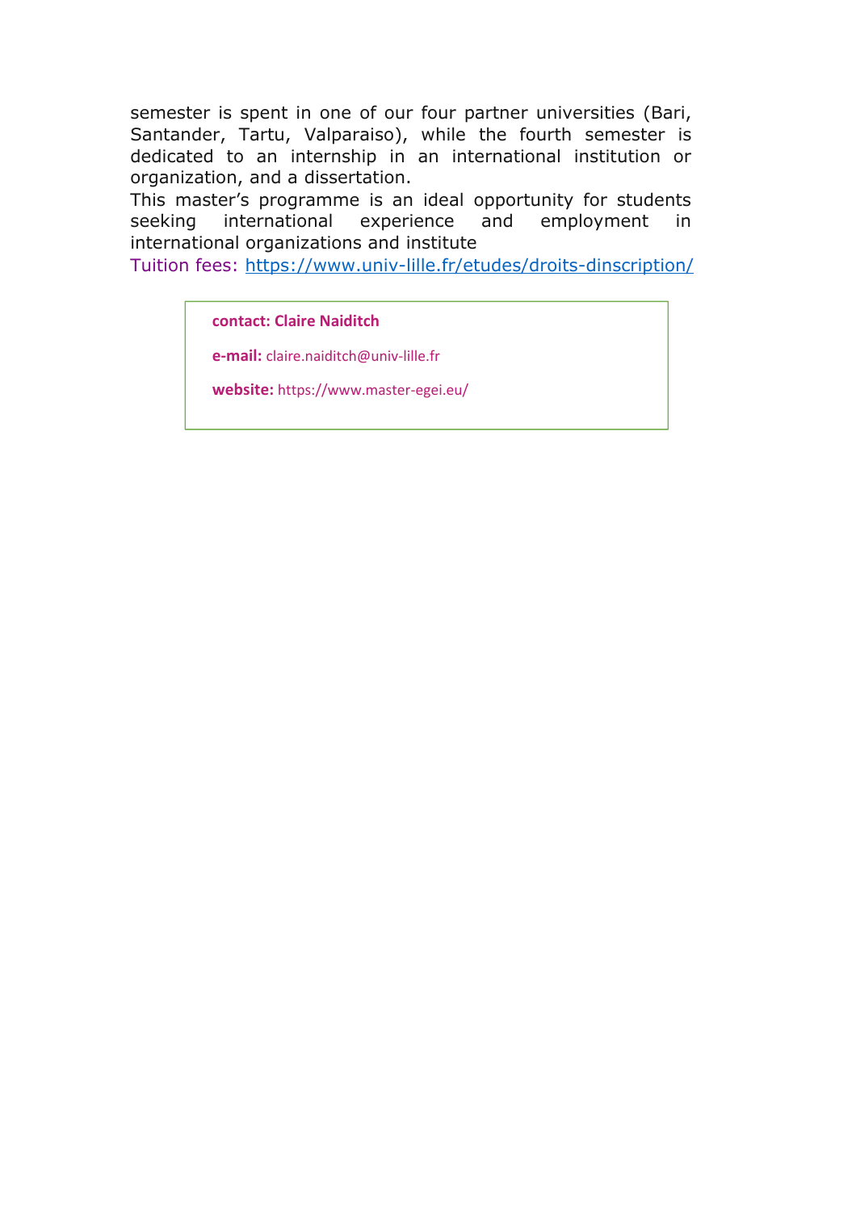semester is spent in one of our four partner universities (Bari, Santander, Tartu, Valparaiso), while the fourth semester is dedicated to an internship in an international institution or organization, and a dissertation.

This master's programme is an ideal opportunity for students seeking international experience and employment in international organizations and institute

Tuition fees: https://www.univ-lille.fr/etudes/droits-dinscription/

**contact: Claire Naiditch**

**e-mail:** claire.naiditch@univ-lille.fr

**website:** https://www.master-egei.eu/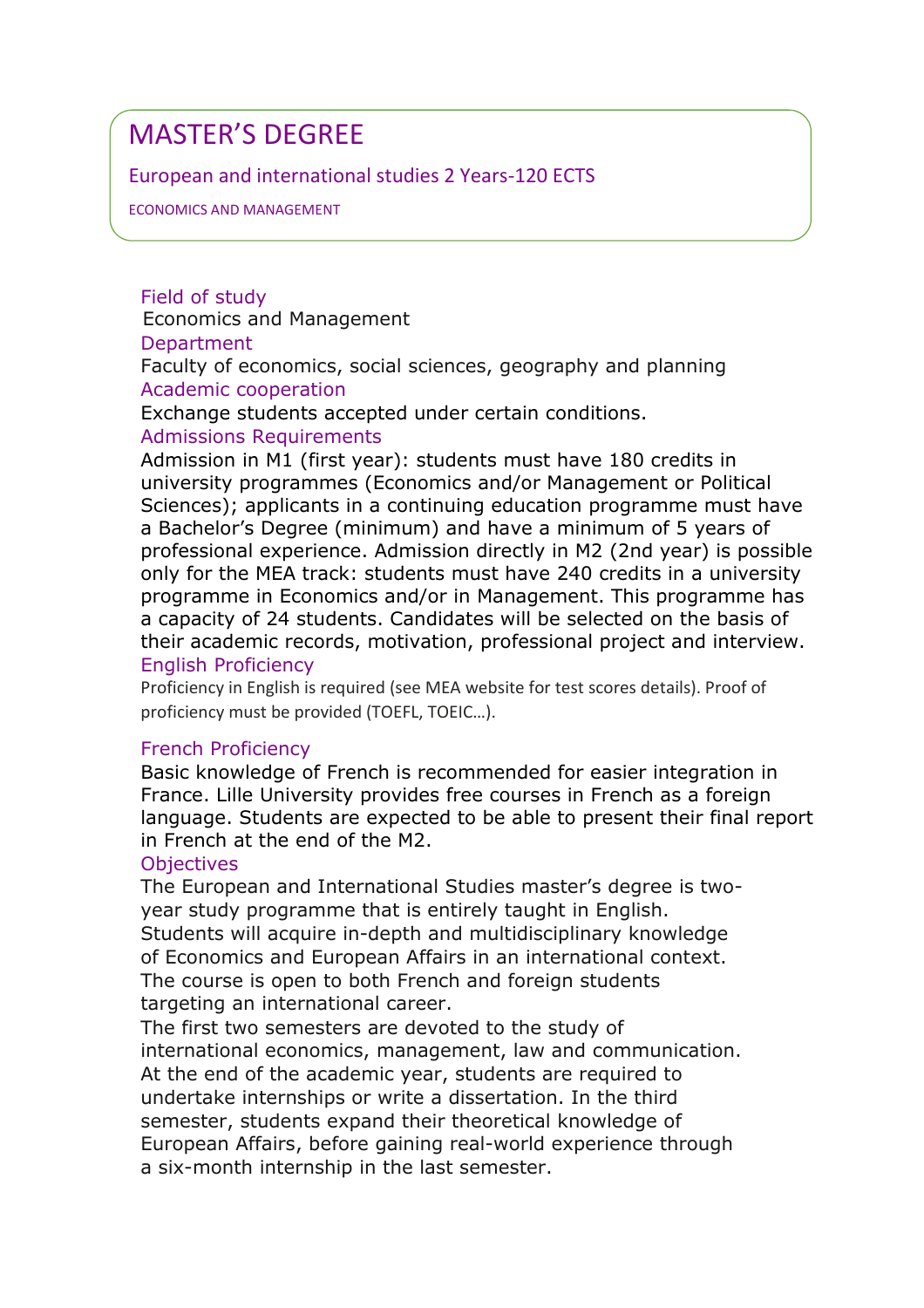# MASTER'S DEGREE

## European and international studies 2 Years-120 ECTS

ECONOMICS AND MANAGEMENT

### Field of study

Economics and Management

### Department

Faculty of economics, social sciences, geography and planning

### Academic cooperation

Exchange students accepted under certain conditions.

### Admissions Requirements

Admission in M1 (first year): students must have 180 credits in university programmes (Economics and/or Management or Political Sciences); applicants in a continuing education programme must have a Bachelor's Degree (minimum) and have a minimum of 5 years of professional experience. Admission directly in M2 (2nd year) is possible only for the MEA track: students must have 240 credits in a university programme in Economics and/or in Management. This programme has a capacity of 24 students. Candidates will be selected on the basis of their academic records, motivation, professional project and interview.

### English Proficiency

Proficiency in English is required (see MEA website for test scores details). Proof of proficiency must be provided (TOEFL, TOEIC…).

### French Proficiency

Basic knowledge of French is recommended for easier integration in France. Lille University provides free courses in French as a foreign language. Students are expected to be able to present their final report in French at the end of the M2.

### Objectives

The European and International Studies master's degree is two-year study programme that is entirely taught in English. Students will acquire in-depth and multidisciplinary knowledge of Economics and European Affairs in an international context. The course is open to both French and foreign students targeting an international career.

The first two semesters are devoted to the study of international economics, management, law and communication. At the end of the academic year, students are required to undertake internships or write a dissertation. In the third semester, students expand their theoretical knowledge of European Affairs, before gaining real-world experience through a six-month internship in the last semester.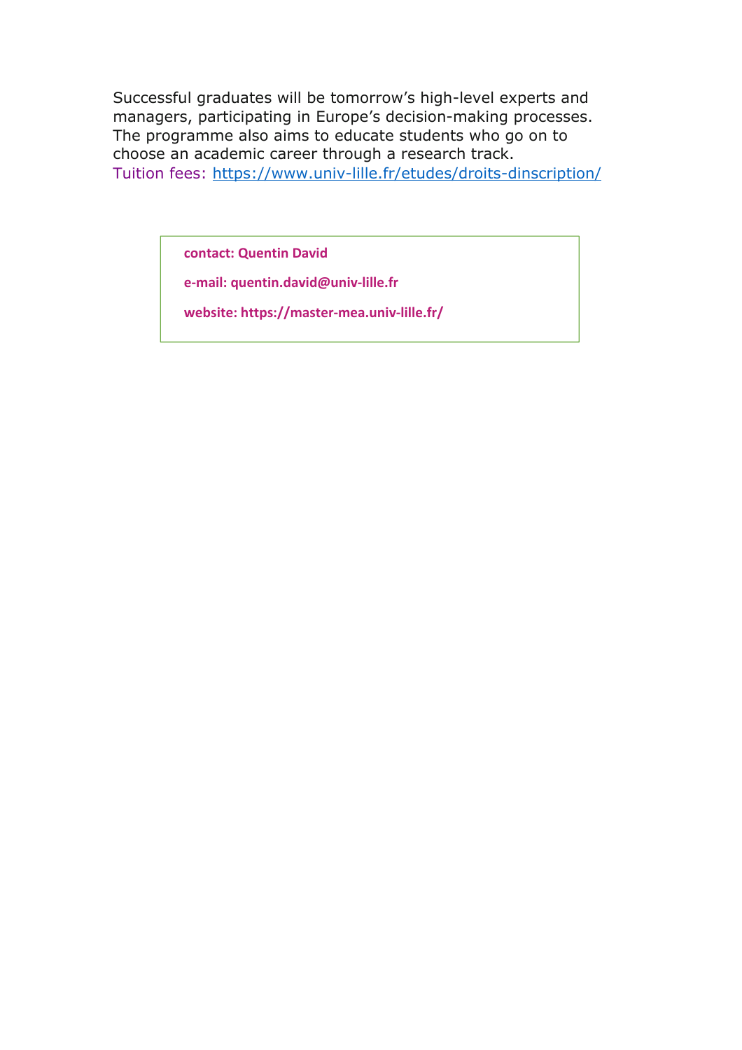Successful graduates will be tomorrow's high-level experts and managers, participating in Europe's decision-making processes. The programme also aims to educate students who go on to choose an academic career through a research track.

Tuition fees: https://www.univ-lille.fr/etudes/droits-dinscription/

**contact: Quentin David**

**e-mail: quentin.david@univ-lille.fr**

**website: https://master-mea.univ-lille.fr/**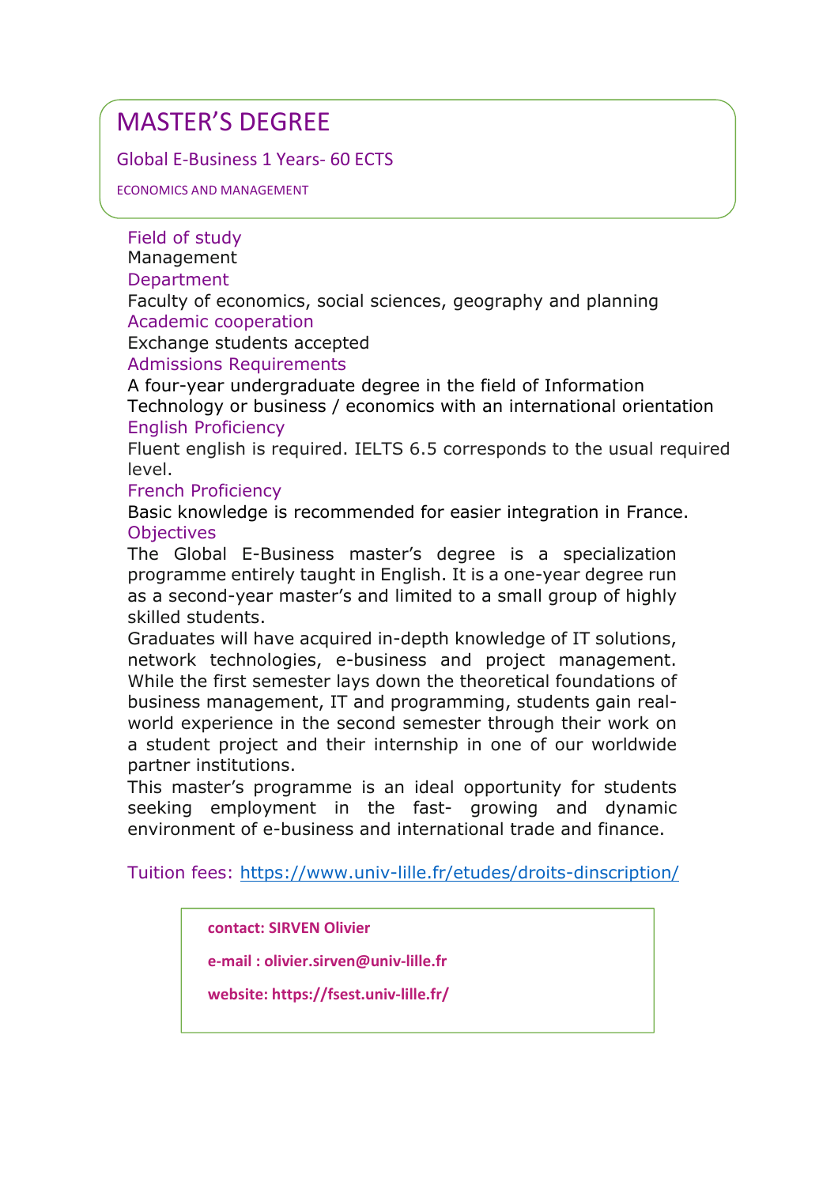# MASTER'S DEGREE

## Global E-Business 1 Years- 60 ECTS

ECONOMICS AND MANAGEMENT

### Field of study

Management

### Department

Faculty of economics, social sciences, geography and planning

### Academic cooperation

Exchange students accepted

### Admissions Requirements

A four-year undergraduate degree in the field of Information Technology or business / economics with an international orientation

### English Proficiency

Fluent english is required. IELTS 6.5 corresponds to the usual required level.

### French Proficiency

Basic knowledge is recommended for easier integration in France.

### Objectives

The Global E-Business master's degree is a specialization programme entirely taught in English. It is a one-year degree run as a second-year master's and limited to a small group of highly skilled students.

Graduates will have acquired in-depth knowledge of IT solutions, network technologies, e-business and project management. While the first semester lays down the theoretical foundations of business management, IT and programming, students gain real-world experience in the second semester through their work on a student project and their internship in one of our worldwide partner institutions.

This master's programme is an ideal opportunity for students seeking employment in the fast- growing and dynamic environment of e-business and international trade and finance.

Tuition fees: https://www.univ-lille.fr/etudes/droits-dinscription/

**contact: SIRVEN Olivier**

**e-mail : olivier.sirven@univ-lille.fr**

**website: https://fsest.univ-lille.fr/**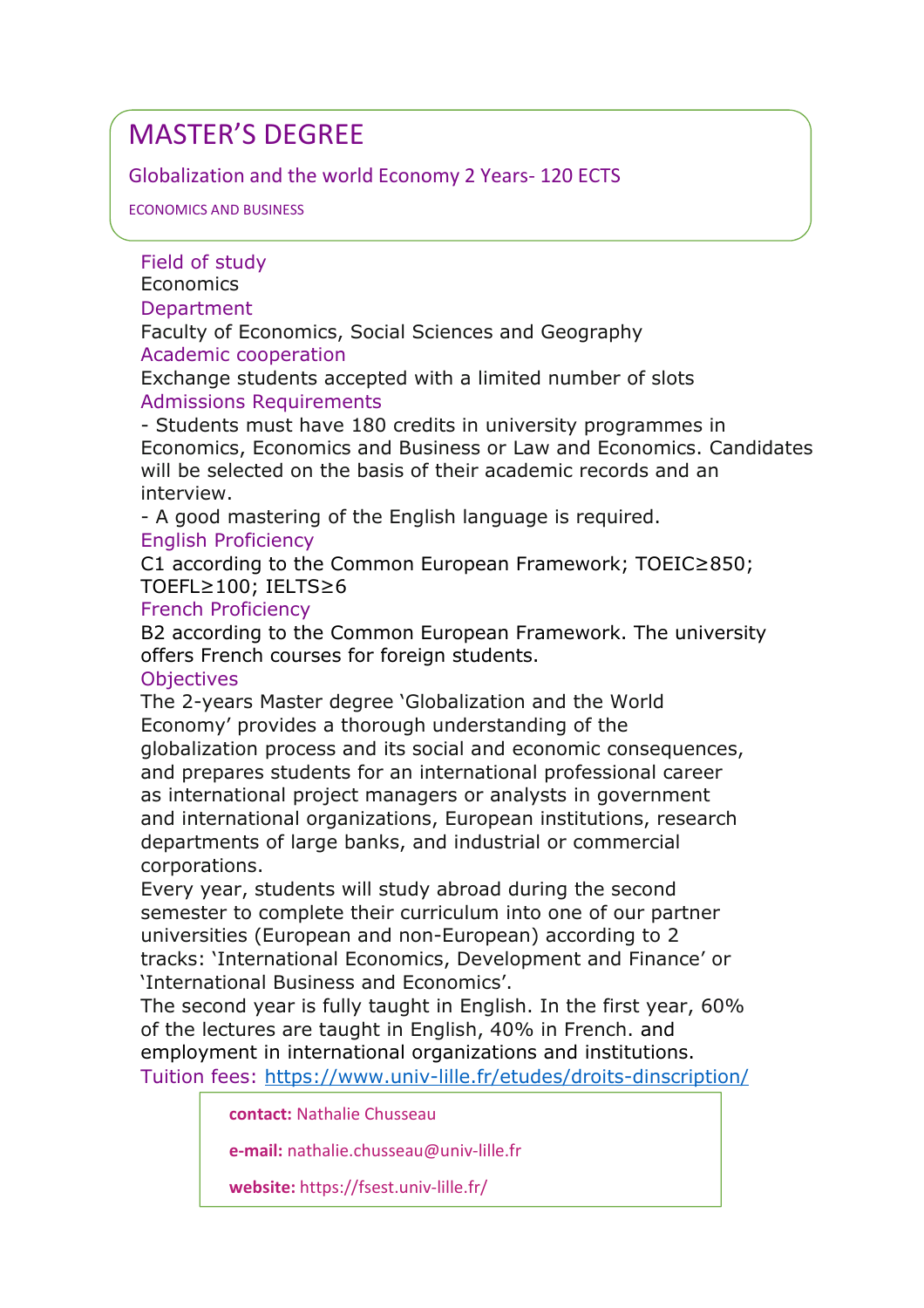# MASTER'S DEGREE

## Globalization and the world Economy 2 Years- 120 ECTS

ECONOMICS AND BUSINESS

### Field of study
Economics

### Department
Faculty of Economics, Social Sciences and Geography

### Academic cooperation
Exchange students accepted with a limited number of slots

### Admissions Requirements
- Students must have 180 credits in university programmes in Economics, Economics and Business or Law and Economics. Candidates will be selected on the basis of their academic records and an interview.
- A good mastering of the English language is required.

### English Proficiency
C1 according to the Common European Framework; TOEIC≥850; TOEFL≥100; IELTS≥6

### French Proficiency
B2 according to the Common European Framework. The university offers French courses for foreign students.

### Objectives
The 2-years Master degree 'Globalization and the World Economy' provides a thorough understanding of the globalization process and its social and economic consequences, and prepares students for an international professional career as international project managers or analysts in government and international organizations, European institutions, research departments of large banks, and industrial or commercial corporations.
Every year, students will study abroad during the second semester to complete their curriculum into one of our partner universities (European and non-European) according to 2 tracks: 'International Economics, Development and Finance' or 'International Business and Economics'.
The second year is fully taught in English. In the first year, 60% of the lectures are taught in English, 40% in French. and employment in international organizations and institutions.

Tuition fees: https://www.univ-lille.fr/etudes/droits-dinscription/

**contact:** Nathalie Chusseau

**e-mail:** nathalie.chusseau@univ-lille.fr

**website:** https://fsest.univ-lille.fr/